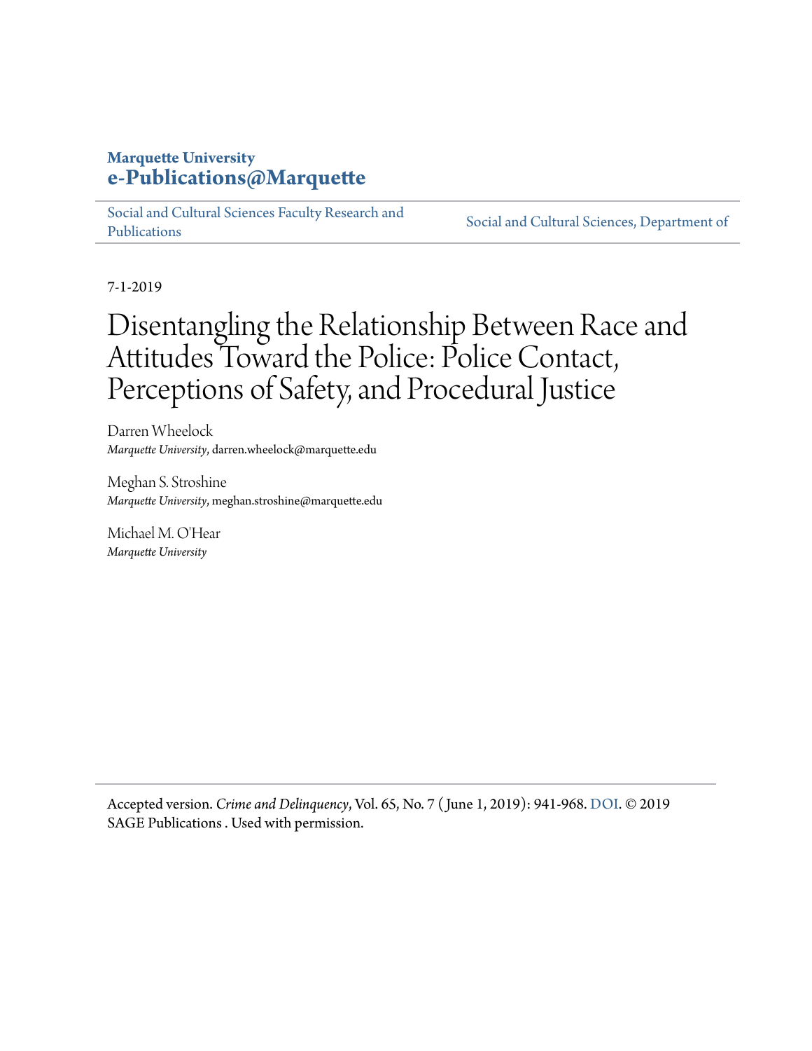**Marquette University**
**e-Publications@Marquette**

Social and Cultural Sciences Faculty Research and Publications | Social and Cultural Sciences, Department of

7-1-2019

# Disentangling the Relationship Between Race and Attitudes Toward the Police: Police Contact, Perceptions of Safety, and Procedural Justice

Darren Wheelock
*Marquette University*, darren.wheelock@marquette.edu

Meghan S. Stroshine
*Marquette University*, meghan.stroshine@marquette.edu

Michael M. O'Hear
*Marquette University*

Accepted version. *Crime and Delinquency*, Vol. 65, No. 7 (June 1, 2019): 941-968. DOI. © 2019 SAGE Publications . Used with permission.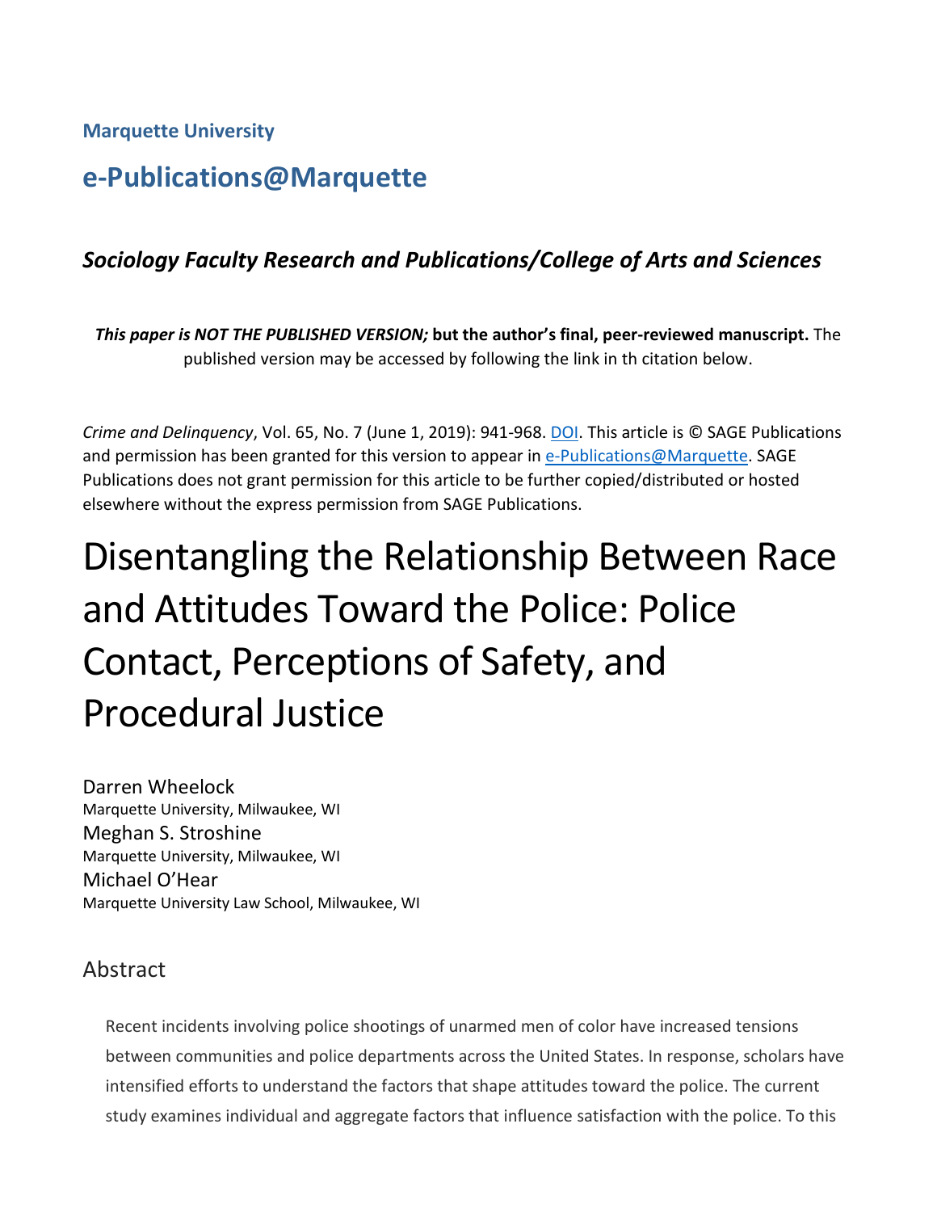**Marquette University**

# e-Publications@Marquette

### *Sociology Faculty Research and Publications/College of Arts and Sciences*

***This paper is NOT THE PUBLISHED VERSION;* but the author's final, peer-reviewed manuscript.** The published version may be accessed by following the link in th citation below.

*Crime and Delinquency*, Vol. 65, No. 7 (June 1, 2019): 941-968. DOI. This article is © SAGE Publications and permission has been granted for this version to appear in e-Publications@Marquette. SAGE Publications does not grant permission for this article to be further copied/distributed or hosted elsewhere without the express permission from SAGE Publications.

# Disentangling the Relationship Between Race and Attitudes Toward the Police: Police Contact, Perceptions of Safety, and Procedural Justice

Darren Wheelock
Marquette University, Milwaukee, WI

Meghan S. Stroshine
Marquette University, Milwaukee, WI

Michael O'Hear
Marquette University Law School, Milwaukee, WI

## Abstract

Recent incidents involving police shootings of unarmed men of color have increased tensions between communities and police departments across the United States. In response, scholars have intensified efforts to understand the factors that shape attitudes toward the police. The current study examines individual and aggregate factors that influence satisfaction with the police. To this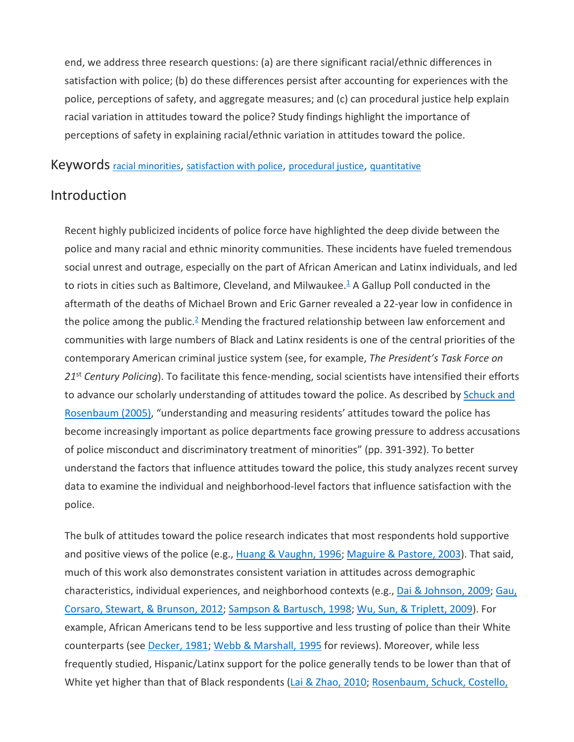end, we address three research questions: (a) are there significant racial/ethnic differences in satisfaction with police; (b) do these differences persist after accounting for experiences with the police, perceptions of safety, and aggregate measures; and (c) can procedural justice help explain racial variation in attitudes toward the police? Study findings highlight the importance of perceptions of safety in explaining racial/ethnic variation in attitudes toward the police.

Keywords racial minorities, satisfaction with police, procedural justice, quantitative

## Introduction

Recent highly publicized incidents of police force have highlighted the deep divide between the police and many racial and ethnic minority communities. These incidents have fueled tremendous social unrest and outrage, especially on the part of African American and Latinx individuals, and led to riots in cities such as Baltimore, Cleveland, and Milwaukee.[1] A Gallup Poll conducted in the aftermath of the deaths of Michael Brown and Eric Garner revealed a 22-year low in confidence in the police among the public.[2] Mending the fractured relationship between law enforcement and communities with large numbers of Black and Latinx residents is one of the central priorities of the contemporary American criminal justice system (see, for example, *The President's Task Force on 21st Century Policing*). To facilitate this fence-mending, social scientists have intensified their efforts to advance our scholarly understanding of attitudes toward the police. As described by Schuck and Rosenbaum (2005), "understanding and measuring residents' attitudes toward the police has become increasingly important as police departments face growing pressure to address accusations of police misconduct and discriminatory treatment of minorities" (pp. 391-392). To better understand the factors that influence attitudes toward the police, this study analyzes recent survey data to examine the individual and neighborhood-level factors that influence satisfaction with the police.

The bulk of attitudes toward the police research indicates that most respondents hold supportive and positive views of the police (e.g., Huang & Vaughn, 1996; Maguire & Pastore, 2003). That said, much of this work also demonstrates consistent variation in attitudes across demographic characteristics, individual experiences, and neighborhood contexts (e.g., Dai & Johnson, 2009; Gau, Corsaro, Stewart, & Brunson, 2012; Sampson & Bartusch, 1998; Wu, Sun, & Triplett, 2009). For example, African Americans tend to be less supportive and less trusting of police than their White counterparts (see Decker, 1981; Webb & Marshall, 1995 for reviews). Moreover, while less frequently studied, Hispanic/Latinx support for the police generally tends to be lower than that of White yet higher than that of Black respondents (Lai & Zhao, 2010; Rosenbaum, Schuck, Costello,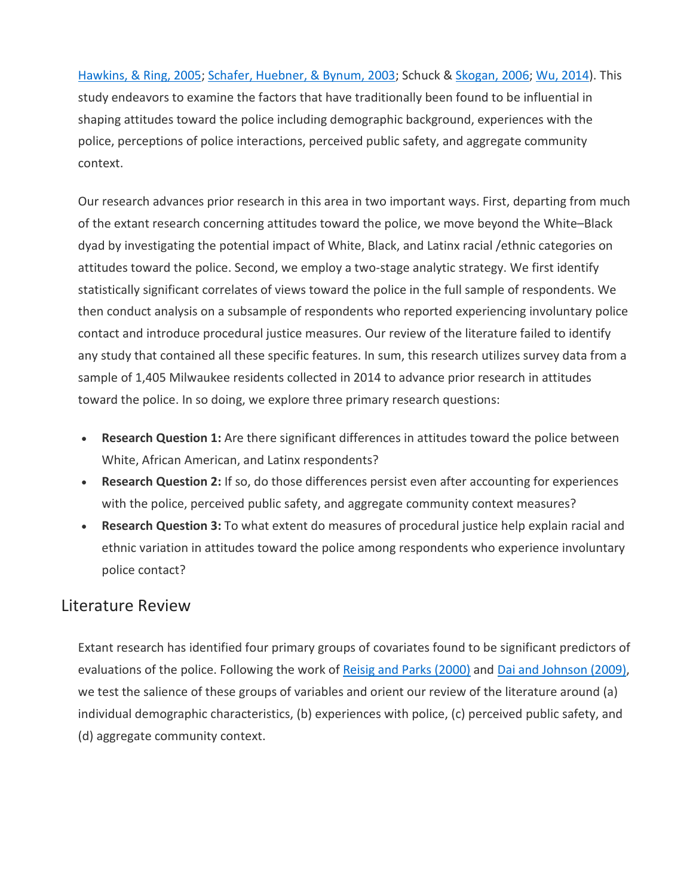Hawkins, & Ring, 2005; Schafer, Huebner, & Bynum, 2003; Schuck & Skogan, 2006; Wu, 2014). This study endeavors to examine the factors that have traditionally been found to be influential in shaping attitudes toward the police including demographic background, experiences with the police, perceptions of police interactions, perceived public safety, and aggregate community context.

Our research advances prior research in this area in two important ways. First, departing from much of the extant research concerning attitudes toward the police, we move beyond the White–Black dyad by investigating the potential impact of White, Black, and Latinx racial /ethnic categories on attitudes toward the police. Second, we employ a two-stage analytic strategy. We first identify statistically significant correlates of views toward the police in the full sample of respondents. We then conduct analysis on a subsample of respondents who reported experiencing involuntary police contact and introduce procedural justice measures. Our review of the literature failed to identify any study that contained all these specific features. In sum, this research utilizes survey data from a sample of 1,405 Milwaukee residents collected in 2014 to advance prior research in attitudes toward the police. In so doing, we explore three primary research questions:

- **Research Question 1:** Are there significant differences in attitudes toward the police between White, African American, and Latinx respondents?
- **Research Question 2:** If so, do those differences persist even after accounting for experiences with the police, perceived public safety, and aggregate community context measures?
- **Research Question 3:** To what extent do measures of procedural justice help explain racial and ethnic variation in attitudes toward the police among respondents who experience involuntary police contact?

## Literature Review

Extant research has identified four primary groups of covariates found to be significant predictors of evaluations of the police. Following the work of Reisig and Parks (2000) and Dai and Johnson (2009), we test the salience of these groups of variables and orient our review of the literature around (a) individual demographic characteristics, (b) experiences with police, (c) perceived public safety, and (d) aggregate community context.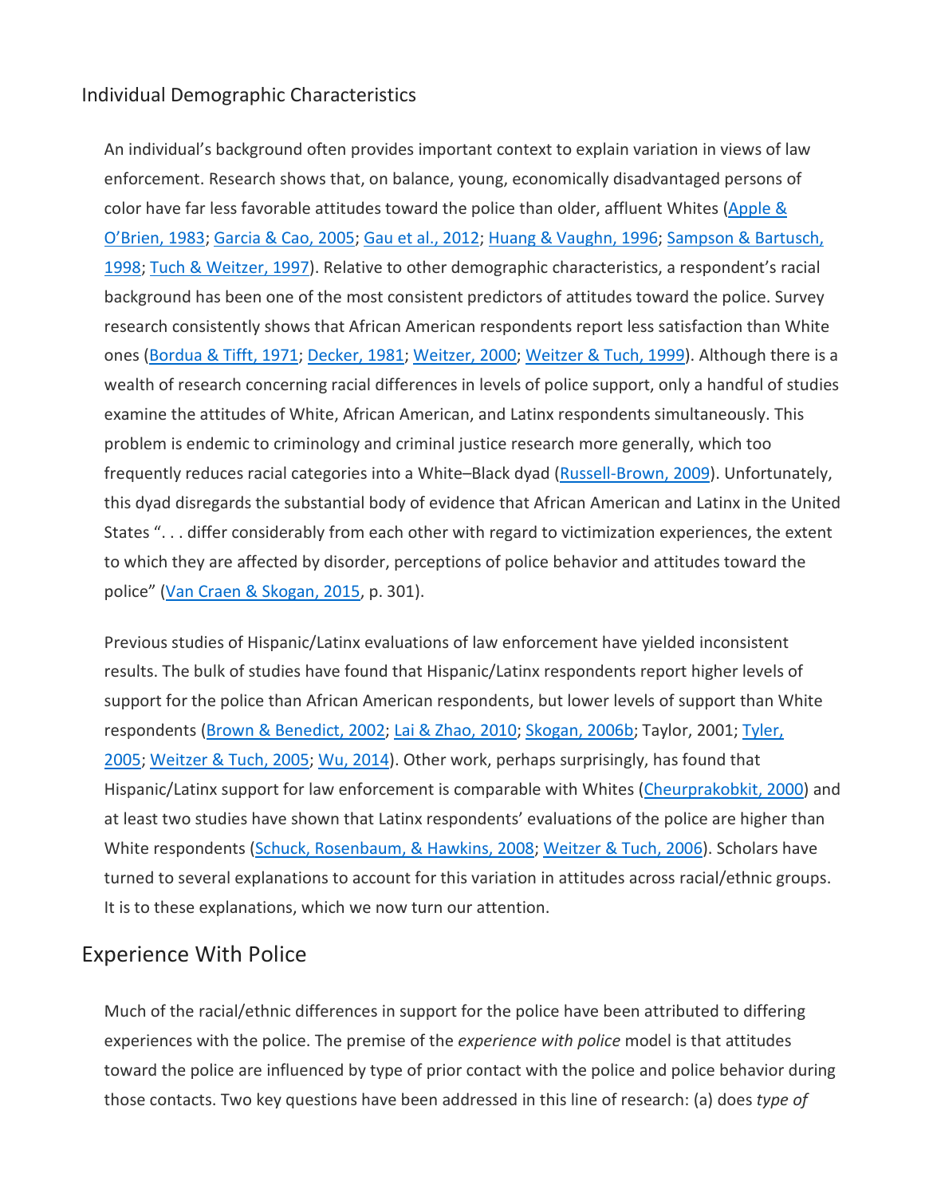## Individual Demographic Characteristics

An individual's background often provides important context to explain variation in views of law enforcement. Research shows that, on balance, young, economically disadvantaged persons of color have far less favorable attitudes toward the police than older, affluent Whites (Apple & O'Brien, 1983; Garcia & Cao, 2005; Gau et al., 2012; Huang & Vaughn, 1996; Sampson & Bartusch, 1998; Tuch & Weitzer, 1997). Relative to other demographic characteristics, a respondent's racial background has been one of the most consistent predictors of attitudes toward the police. Survey research consistently shows that African American respondents report less satisfaction than White ones (Bordua & Tifft, 1971; Decker, 1981; Weitzer, 2000; Weitzer & Tuch, 1999). Although there is a wealth of research concerning racial differences in levels of police support, only a handful of studies examine the attitudes of White, African American, and Latinx respondents simultaneously. This problem is endemic to criminology and criminal justice research more generally, which too frequently reduces racial categories into a White–Black dyad (Russell-Brown, 2009). Unfortunately, this dyad disregards the substantial body of evidence that African American and Latinx in the United States ". . . differ considerably from each other with regard to victimization experiences, the extent to which they are affected by disorder, perceptions of police behavior and attitudes toward the police" (Van Craen & Skogan, 2015, p. 301).

Previous studies of Hispanic/Latinx evaluations of law enforcement have yielded inconsistent results. The bulk of studies have found that Hispanic/Latinx respondents report higher levels of support for the police than African American respondents, but lower levels of support than White respondents (Brown & Benedict, 2002; Lai & Zhao, 2010; Skogan, 2006b; Taylor, 2001; Tyler, 2005; Weitzer & Tuch, 2005; Wu, 2014). Other work, perhaps surprisingly, has found that Hispanic/Latinx support for law enforcement is comparable with Whites (Cheurprakobkit, 2000) and at least two studies have shown that Latinx respondents' evaluations of the police are higher than White respondents (Schuck, Rosenbaum, & Hawkins, 2008; Weitzer & Tuch, 2006). Scholars have turned to several explanations to account for this variation in attitudes across racial/ethnic groups. It is to these explanations, which we now turn our attention.

## Experience With Police

Much of the racial/ethnic differences in support for the police have been attributed to differing experiences with the police. The premise of the *experience with police* model is that attitudes toward the police are influenced by type of prior contact with the police and police behavior during those contacts. Two key questions have been addressed in this line of research: (a) does *type of*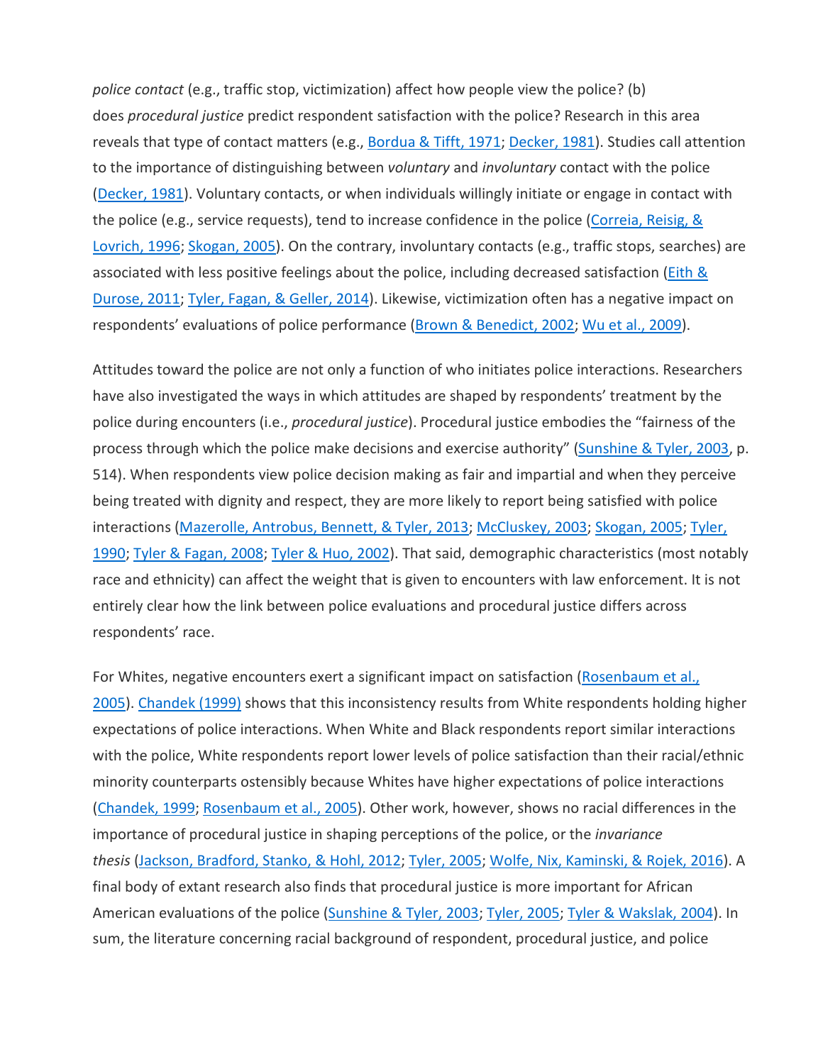*police contact* (e.g., traffic stop, victimization) affect how people view the police? (b) does *procedural justice* predict respondent satisfaction with the police? Research in this area reveals that type of contact matters (e.g., Bordua & Tifft, 1971; Decker, 1981). Studies call attention to the importance of distinguishing between *voluntary* and *involuntary* contact with the police (Decker, 1981). Voluntary contacts, or when individuals willingly initiate or engage in contact with the police (e.g., service requests), tend to increase confidence in the police (Correia, Reisig, & Lovrich, 1996; Skogan, 2005). On the contrary, involuntary contacts (e.g., traffic stops, searches) are associated with less positive feelings about the police, including decreased satisfaction (Eith & Durose, 2011; Tyler, Fagan, & Geller, 2014). Likewise, victimization often has a negative impact on respondents' evaluations of police performance (Brown & Benedict, 2002; Wu et al., 2009).

Attitudes toward the police are not only a function of who initiates police interactions. Researchers have also investigated the ways in which attitudes are shaped by respondents' treatment by the police during encounters (i.e., *procedural justice*). Procedural justice embodies the "fairness of the process through which the police make decisions and exercise authority" (Sunshine & Tyler, 2003, p. 514). When respondents view police decision making as fair and impartial and when they perceive being treated with dignity and respect, they are more likely to report being satisfied with police interactions (Mazerolle, Antrobus, Bennett, & Tyler, 2013; McCluskey, 2003; Skogan, 2005; Tyler, 1990; Tyler & Fagan, 2008; Tyler & Huo, 2002). That said, demographic characteristics (most notably race and ethnicity) can affect the weight that is given to encounters with law enforcement. It is not entirely clear how the link between police evaluations and procedural justice differs across respondents' race.

For Whites, negative encounters exert a significant impact on satisfaction (Rosenbaum et al., 2005). Chandek (1999) shows that this inconsistency results from White respondents holding higher expectations of police interactions. When White and Black respondents report similar interactions with the police, White respondents report lower levels of police satisfaction than their racial/ethnic minority counterparts ostensibly because Whites have higher expectations of police interactions (Chandek, 1999; Rosenbaum et al., 2005). Other work, however, shows no racial differences in the importance of procedural justice in shaping perceptions of the police, or the *invariance thesis* (Jackson, Bradford, Stanko, & Hohl, 2012; Tyler, 2005; Wolfe, Nix, Kaminski, & Rojek, 2016). A final body of extant research also finds that procedural justice is more important for African American evaluations of the police (Sunshine & Tyler, 2003; Tyler, 2005; Tyler & Wakslak, 2004). In sum, the literature concerning racial background of respondent, procedural justice, and police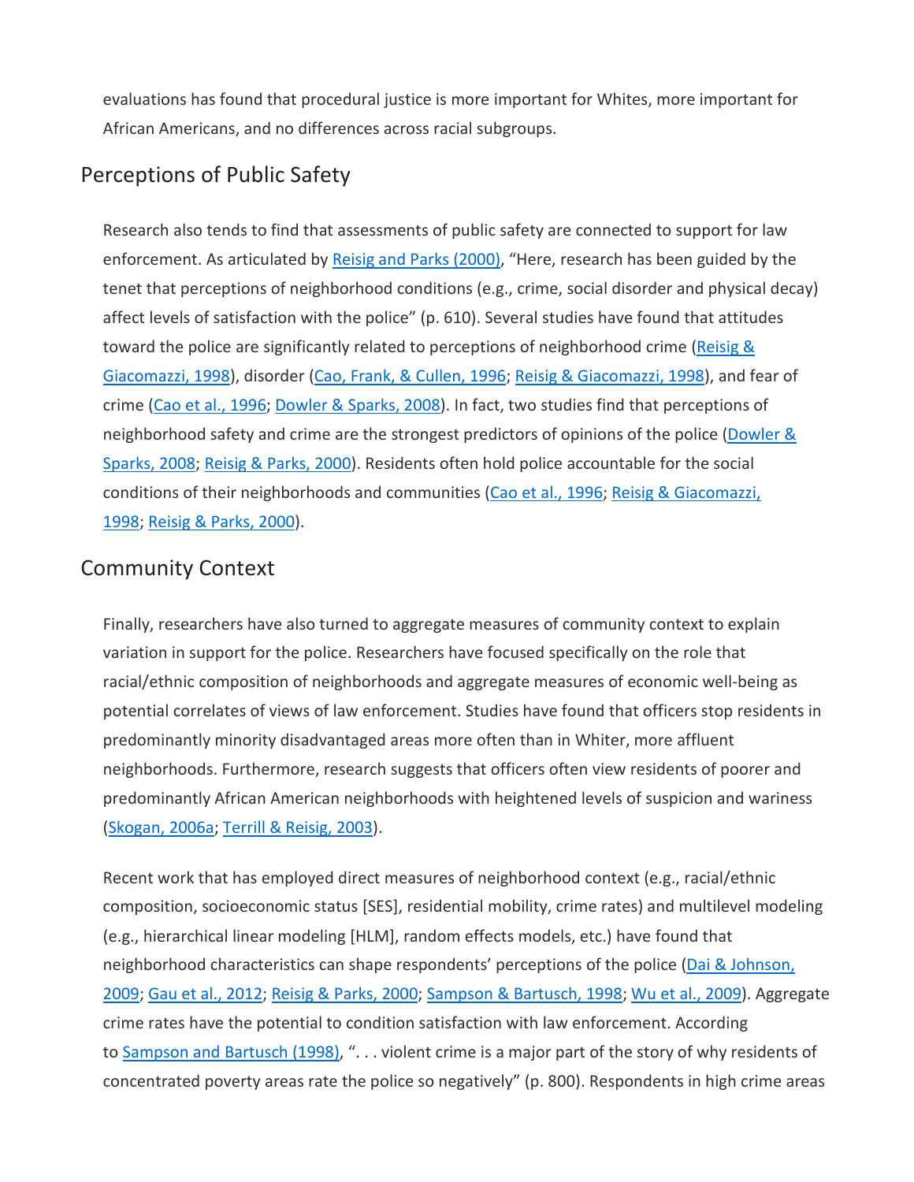evaluations has found that procedural justice is more important for Whites, more important for African Americans, and no differences across racial subgroups.

## Perceptions of Public Safety

Research also tends to find that assessments of public safety are connected to support for law enforcement. As articulated by Reisig and Parks (2000), "Here, research has been guided by the tenet that perceptions of neighborhood conditions (e.g., crime, social disorder and physical decay) affect levels of satisfaction with the police" (p. 610). Several studies have found that attitudes toward the police are significantly related to perceptions of neighborhood crime (Reisig & Giacomazzi, 1998), disorder (Cao, Frank, & Cullen, 1996; Reisig & Giacomazzi, 1998), and fear of crime (Cao et al., 1996; Dowler & Sparks, 2008). In fact, two studies find that perceptions of neighborhood safety and crime are the strongest predictors of opinions of the police (Dowler & Sparks, 2008; Reisig & Parks, 2000). Residents often hold police accountable for the social conditions of their neighborhoods and communities (Cao et al., 1996; Reisig & Giacomazzi, 1998; Reisig & Parks, 2000).

## Community Context

Finally, researchers have also turned to aggregate measures of community context to explain variation in support for the police. Researchers have focused specifically on the role that racial/ethnic composition of neighborhoods and aggregate measures of economic well-being as potential correlates of views of law enforcement. Studies have found that officers stop residents in predominantly minority disadvantaged areas more often than in Whiter, more affluent neighborhoods. Furthermore, research suggests that officers often view residents of poorer and predominantly African American neighborhoods with heightened levels of suspicion and wariness (Skogan, 2006a; Terrill & Reisig, 2003).

Recent work that has employed direct measures of neighborhood context (e.g., racial/ethnic composition, socioeconomic status [SES], residential mobility, crime rates) and multilevel modeling (e.g., hierarchical linear modeling [HLM], random effects models, etc.) have found that neighborhood characteristics can shape respondents' perceptions of the police (Dai & Johnson, 2009; Gau et al., 2012; Reisig & Parks, 2000; Sampson & Bartusch, 1998; Wu et al., 2009). Aggregate crime rates have the potential to condition satisfaction with law enforcement. According to Sampson and Bartusch (1998), ". . . violent crime is a major part of the story of why residents of concentrated poverty areas rate the police so negatively" (p. 800). Respondents in high crime areas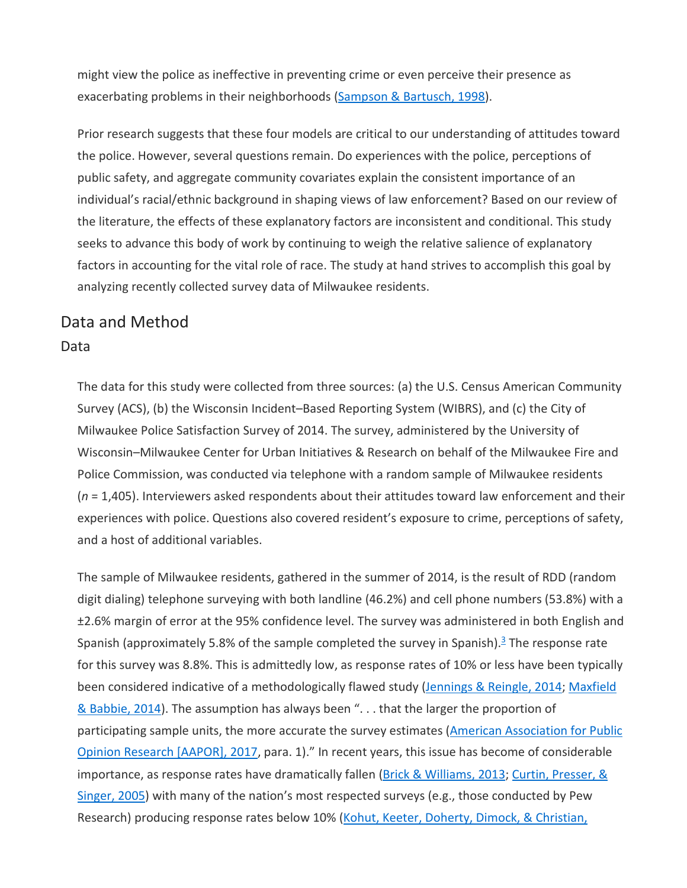might view the police as ineffective in preventing crime or even perceive their presence as exacerbating problems in their neighborhoods (Sampson & Bartusch, 1998).

Prior research suggests that these four models are critical to our understanding of attitudes toward the police. However, several questions remain. Do experiences with the police, perceptions of public safety, and aggregate community covariates explain the consistent importance of an individual's racial/ethnic background in shaping views of law enforcement? Based on our review of the literature, the effects of these explanatory factors are inconsistent and conditional. This study seeks to advance this body of work by continuing to weigh the relative salience of explanatory factors in accounting for the vital role of race. The study at hand strives to accomplish this goal by analyzing recently collected survey data of Milwaukee residents.

## Data and Method

### Data

The data for this study were collected from three sources: (a) the U.S. Census American Community Survey (ACS), (b) the Wisconsin Incident–Based Reporting System (WIBRS), and (c) the City of Milwaukee Police Satisfaction Survey of 2014. The survey, administered by the University of Wisconsin–Milwaukee Center for Urban Initiatives & Research on behalf of the Milwaukee Fire and Police Commission, was conducted via telephone with a random sample of Milwaukee residents (*n* = 1,405). Interviewers asked respondents about their attitudes toward law enforcement and their experiences with police. Questions also covered resident's exposure to crime, perceptions of safety, and a host of additional variables.

The sample of Milwaukee residents, gathered in the summer of 2014, is the result of RDD (random digit dialing) telephone surveying with both landline (46.2%) and cell phone numbers (53.8%) with a ±2.6% margin of error at the 95% confidence level. The survey was administered in both English and Spanish (approximately 5.8% of the sample completed the survey in Spanish).[3] The response rate for this survey was 8.8%. This is admittedly low, as response rates of 10% or less have been typically been considered indicative of a methodologically flawed study (Jennings & Reingle, 2014; Maxfield & Babbie, 2014). The assumption has always been ". . . that the larger the proportion of participating sample units, the more accurate the survey estimates (American Association for Public Opinion Research [AAPOR], 2017, para. 1)." In recent years, this issue has become of considerable importance, as response rates have dramatically fallen (Brick & Williams, 2013; Curtin, Presser, & Singer, 2005) with many of the nation's most respected surveys (e.g., those conducted by Pew Research) producing response rates below 10% (Kohut, Keeter, Doherty, Dimock, & Christian,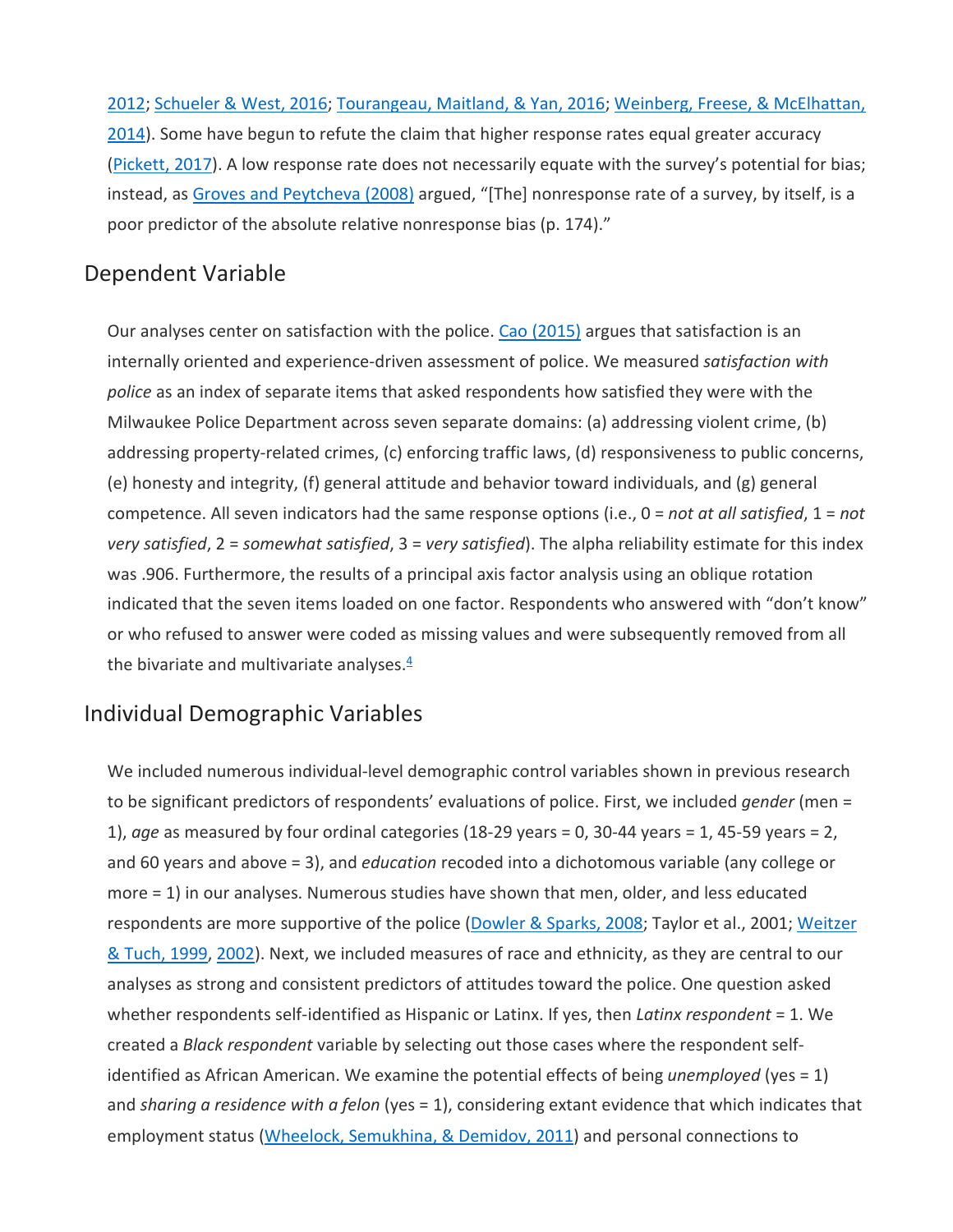2012; Schueler & West, 2016; Tourangeau, Maitland, & Yan, 2016; Weinberg, Freese, & McElhattan, 2014). Some have begun to refute the claim that higher response rates equal greater accuracy (Pickett, 2017). A low response rate does not necessarily equate with the survey's potential for bias; instead, as Groves and Peytcheva (2008) argued, "[The] nonresponse rate of a survey, by itself, is a poor predictor of the absolute relative nonresponse bias (p. 174)."

## Dependent Variable

Our analyses center on satisfaction with the police. Cao (2015) argues that satisfaction is an internally oriented and experience-driven assessment of police. We measured *satisfaction with police* as an index of separate items that asked respondents how satisfied they were with the Milwaukee Police Department across seven separate domains: (a) addressing violent crime, (b) addressing property-related crimes, (c) enforcing traffic laws, (d) responsiveness to public concerns, (e) honesty and integrity, (f) general attitude and behavior toward individuals, and (g) general competence. All seven indicators had the same response options (i.e., 0 = *not at all satisfied*, 1 = *not very satisfied*, 2 = *somewhat satisfied*, 3 = *very satisfied*). The alpha reliability estimate for this index was .906. Furthermore, the results of a principal axis factor analysis using an oblique rotation indicated that the seven items loaded on one factor. Respondents who answered with "don't know" or who refused to answer were coded as missing values and were subsequently removed from all the bivariate and multivariate analyses.[4]

## Individual Demographic Variables

We included numerous individual-level demographic control variables shown in previous research to be significant predictors of respondents' evaluations of police. First, we included *gender* (men = 1), *age* as measured by four ordinal categories (18-29 years = 0, 30-44 years = 1, 45-59 years = 2, and 60 years and above = 3), and *education* recoded into a dichotomous variable (any college or more = 1) in our analyses. Numerous studies have shown that men, older, and less educated respondents are more supportive of the police (Dowler & Sparks, 2008; Taylor et al., 2001; Weitzer & Tuch, 1999, 2002). Next, we included measures of race and ethnicity, as they are central to our analyses as strong and consistent predictors of attitudes toward the police. One question asked whether respondents self-identified as Hispanic or Latinx. If yes, then *Latinx respondent* = 1. We created a *Black respondent* variable by selecting out those cases where the respondent self-identified as African American. We examine the potential effects of being *unemployed* (yes = 1) and *sharing a residence with a felon* (yes = 1), considering extant evidence that which indicates that employment status (Wheelock, Semukhina, & Demidov, 2011) and personal connections to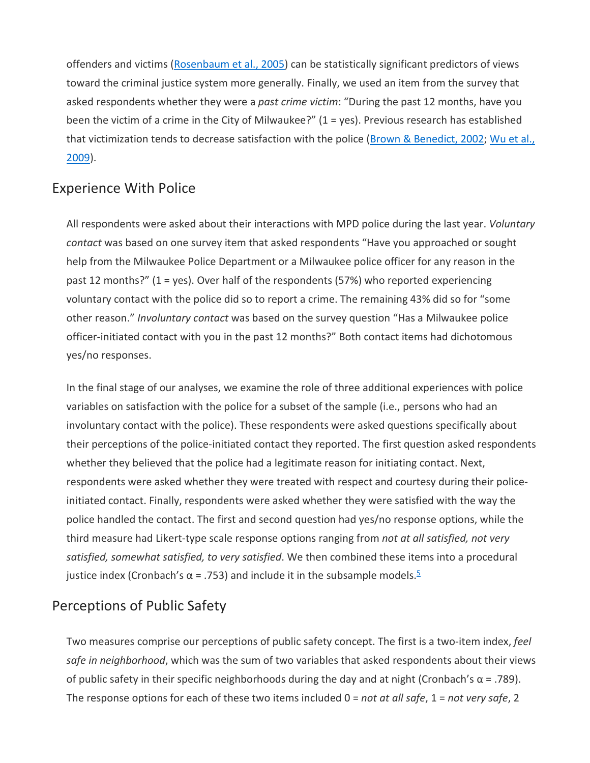offenders and victims (Rosenbaum et al., 2005) can be statistically significant predictors of views toward the criminal justice system more generally. Finally, we used an item from the survey that asked respondents whether they were a *past crime victim*: "During the past 12 months, have you been the victim of a crime in the City of Milwaukee?" (1 = yes). Previous research has established that victimization tends to decrease satisfaction with the police (Brown & Benedict, 2002; Wu et al., 2009).

## Experience With Police

All respondents were asked about their interactions with MPD police during the last year. *Voluntary contact* was based on one survey item that asked respondents "Have you approached or sought help from the Milwaukee Police Department or a Milwaukee police officer for any reason in the past 12 months?" (1 = yes). Over half of the respondents (57%) who reported experiencing voluntary contact with the police did so to report a crime. The remaining 43% did so for "some other reason." *Involuntary contact* was based on the survey question "Has a Milwaukee police officer-initiated contact with you in the past 12 months?" Both contact items had dichotomous yes/no responses.

In the final stage of our analyses, we examine the role of three additional experiences with police variables on satisfaction with the police for a subset of the sample (i.e., persons who had an involuntary contact with the police). These respondents were asked questions specifically about their perceptions of the police-initiated contact they reported. The first question asked respondents whether they believed that the police had a legitimate reason for initiating contact. Next, respondents were asked whether they were treated with respect and courtesy during their police-initiated contact. Finally, respondents were asked whether they were satisfied with the way the police handled the contact. The first and second question had yes/no response options, while the third measure had Likert-type scale response options ranging from *not at all satisfied, not very satisfied, somewhat satisfied, to very satisfied*. We then combined these items into a procedural justice index (Cronbach's α = .753) and include it in the subsample models.[5]

## Perceptions of Public Safety

Two measures comprise our perceptions of public safety concept. The first is a two-item index, *feel safe in neighborhood*, which was the sum of two variables that asked respondents about their views of public safety in their specific neighborhoods during the day and at night (Cronbach's α = .789). The response options for each of these two items included 0 = *not at all safe*, 1 = *not very safe*, 2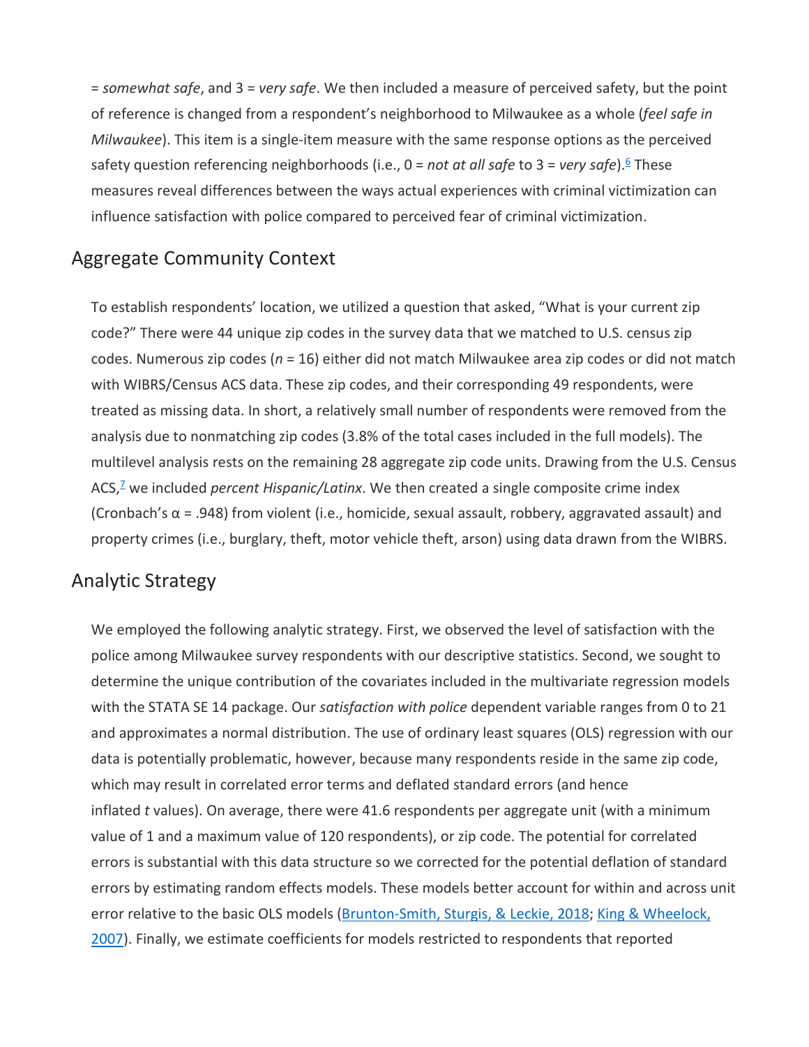= *somewhat safe*, and 3 = *very safe*. We then included a measure of perceived safety, but the point of reference is changed from a respondent's neighborhood to Milwaukee as a whole (*feel safe in Milwaukee*). This item is a single-item measure with the same response options as the perceived safety question referencing neighborhoods (i.e., 0 = *not at all safe* to 3 = *very safe*).[6] These measures reveal differences between the ways actual experiences with criminal victimization can influence satisfaction with police compared to perceived fear of criminal victimization.

## Aggregate Community Context

To establish respondents' location, we utilized a question that asked, "What is your current zip code?" There were 44 unique zip codes in the survey data that we matched to U.S. census zip codes. Numerous zip codes ($n$ = 16) either did not match Milwaukee area zip codes or did not match with WIBRS/Census ACS data. These zip codes, and their corresponding 49 respondents, were treated as missing data. In short, a relatively small number of respondents were removed from the analysis due to nonmatching zip codes (3.8% of the total cases included in the full models). The multilevel analysis rests on the remaining 28 aggregate zip code units. Drawing from the U.S. Census ACS,[7] we included *percent Hispanic/Latinx*. We then created a single composite crime index (Cronbach's $\alpha$ = .948) from violent (i.e., homicide, sexual assault, robbery, aggravated assault) and property crimes (i.e., burglary, theft, motor vehicle theft, arson) using data drawn from the WIBRS.

## Analytic Strategy

We employed the following analytic strategy. First, we observed the level of satisfaction with the police among Milwaukee survey respondents with our descriptive statistics. Second, we sought to determine the unique contribution of the covariates included in the multivariate regression models with the STATA SE 14 package. Our *satisfaction with police* dependent variable ranges from 0 to 21 and approximates a normal distribution. The use of ordinary least squares (OLS) regression with our data is potentially problematic, however, because many respondents reside in the same zip code, which may result in correlated error terms and deflated standard errors (and hence inflated $t$ values). On average, there were 41.6 respondents per aggregate unit (with a minimum value of 1 and a maximum value of 120 respondents), or zip code. The potential for correlated errors is substantial with this data structure so we corrected for the potential deflation of standard errors by estimating random effects models. These models better account for within and across unit error relative to the basic OLS models (Brunton-Smith, Sturgis, & Leckie, 2018; King & Wheelock, 2007). Finally, we estimate coefficients for models restricted to respondents that reported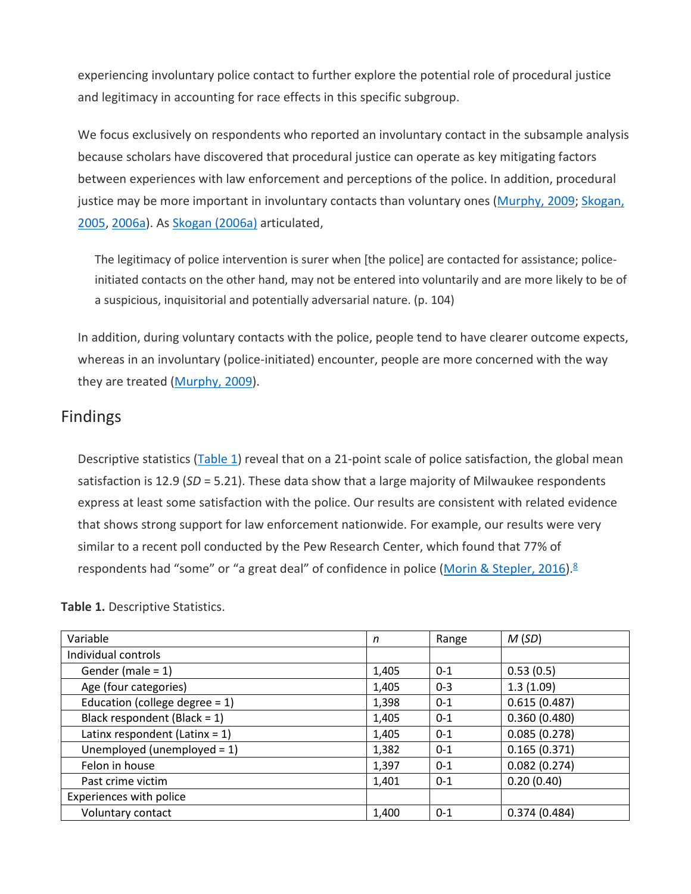experiencing involuntary police contact to further explore the potential role of procedural justice and legitimacy in accounting for race effects in this specific subgroup.

We focus exclusively on respondents who reported an involuntary contact in the subsample analysis because scholars have discovered that procedural justice can operate as key mitigating factors between experiences with law enforcement and perceptions of the police. In addition, procedural justice may be more important in involuntary contacts than voluntary ones (Murphy, 2009; Skogan, 2005, 2006a). As Skogan (2006a) articulated,

> The legitimacy of police intervention is surer when [the police] are contacted for assistance; police-initiated contacts on the other hand, may not be entered into voluntarily and are more likely to be of a suspicious, inquisitorial and potentially adversarial nature. (p. 104)

In addition, during voluntary contacts with the police, people tend to have clearer outcome expects, whereas in an involuntary (police-initiated) encounter, people are more concerned with the way they are treated (Murphy, 2009).

## Findings

Descriptive statistics (Table 1) reveal that on a 21-point scale of police satisfaction, the global mean satisfaction is 12.9 (*SD* = 5.21). These data show that a large majority of Milwaukee respondents express at least some satisfaction with the police. Our results are consistent with related evidence that shows strong support for law enforcement nationwide. For example, our results were very similar to a recent poll conducted by the Pew Research Center, which found that 77% of respondents had "some" or "a great deal" of confidence in police (Morin & Stepler, 2016).[8]

**Table 1.** Descriptive Statistics.

| Variable | *n* | Range | *M* (*SD*) |
|---|---|---|---|
| Individual controls | | | |
| Gender (male = 1) | 1,405 | 0-1 | 0.53 (0.5) |
| Age (four categories) | 1,405 | 0-3 | 1.3 (1.09) |
| Education (college degree = 1) | 1,398 | 0-1 | 0.615 (0.487) |
| Black respondent (Black = 1) | 1,405 | 0-1 | 0.360 (0.480) |
| Latinx respondent (Latinx = 1) | 1,405 | 0-1 | 0.085 (0.278) |
| Unemployed (unemployed = 1) | 1,382 | 0-1 | 0.165 (0.371) |
| Felon in house | 1,397 | 0-1 | 0.082 (0.274) |
| Past crime victim | 1,401 | 0-1 | 0.20 (0.40) |
| Experiences with police | | | |
| Voluntary contact | 1,400 | 0-1 | 0.374 (0.484) |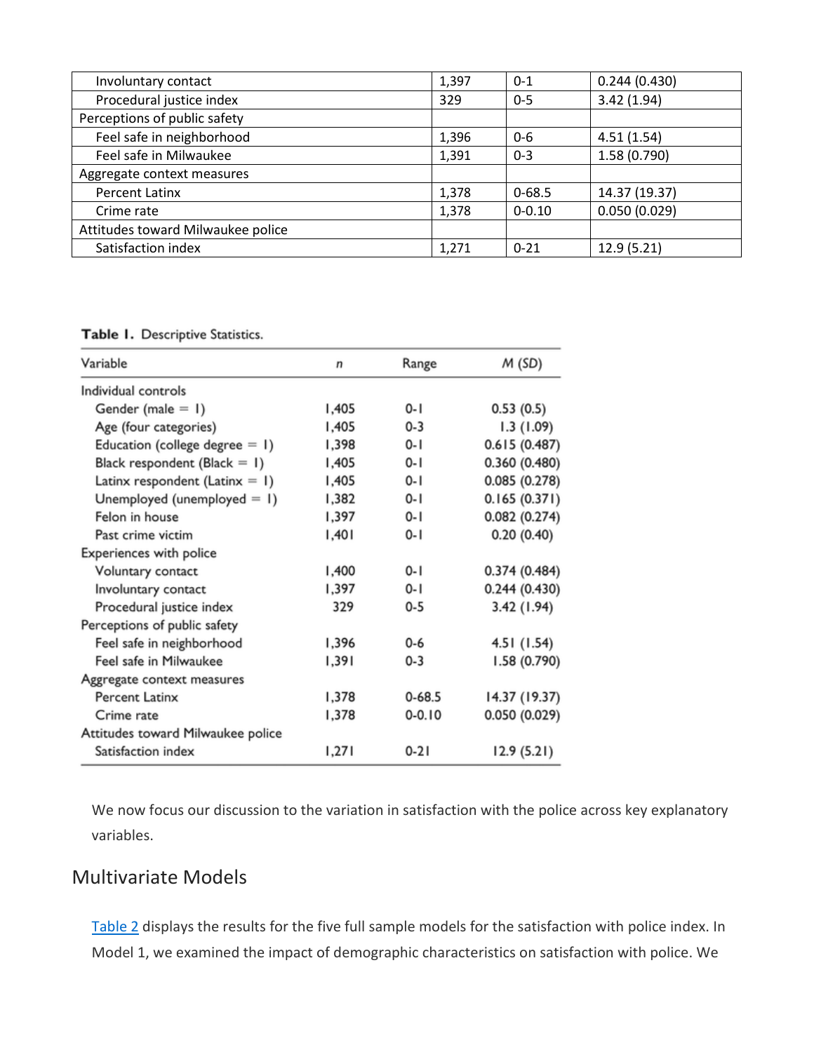| Involuntary contact | 1,397 | 0-1 | 0.244 (0.430) |
|---|---|---|---|
| Procedural justice index | 329 | 0-5 | 3.42 (1.94) |
| Perceptions of public safety | | | |
| Feel safe in neighborhood | 1,396 | 0-6 | 4.51 (1.54) |
| Feel safe in Milwaukee | 1,391 | 0-3 | 1.58 (0.790) |
| Aggregate context measures | | | |
| Percent Latinx | 1,378 | 0-68.5 | 14.37 (19.37) |
| Crime rate | 1,378 | 0-0.10 | 0.050 (0.029) |
| Attitudes toward Milwaukee police | | | |
| Satisfaction index | 1,271 | 0-21 | 12.9 (5.21) |

**Table 1.** Descriptive Statistics.

| Variable | n | Range | M (SD) |
|---|---|---|---|
| Individual controls | | | |
| Gender (male = 1) | 1,405 | 0-1 | 0.53 (0.5) |
| Age (four categories) | 1,405 | 0-3 | 1.3 (1.09) |
| Education (college degree = 1) | 1,398 | 0-1 | 0.615 (0.487) |
| Black respondent (Black = 1) | 1,405 | 0-1 | 0.360 (0.480) |
| Latinx respondent (Latinx = 1) | 1,405 | 0-1 | 0.085 (0.278) |
| Unemployed (unemployed = 1) | 1,382 | 0-1 | 0.165 (0.371) |
| Felon in house | 1,397 | 0-1 | 0.082 (0.274) |
| Past crime victim | 1,401 | 0-1 | 0.20 (0.40) |
| Experiences with police | | | |
| Voluntary contact | 1,400 | 0-1 | 0.374 (0.484) |
| Involuntary contact | 1,397 | 0-1 | 0.244 (0.430) |
| Procedural justice index | 329 | 0-5 | 3.42 (1.94) |
| Perceptions of public safety | | | |
| Feel safe in neighborhood | 1,396 | 0-6 | 4.51 (1.54) |
| Feel safe in Milwaukee | 1,391 | 0-3 | 1.58 (0.790) |
| Aggregate context measures | | | |
| Percent Latinx | 1,378 | 0-68.5 | 14.37 (19.37) |
| Crime rate | 1,378 | 0-0.10 | 0.050 (0.029) |
| Attitudes toward Milwaukee police | | | |
| Satisfaction index | 1,271 | 0-21 | 12.9 (5.21) |

We now focus our discussion to the variation in satisfaction with the police across key explanatory variables.

## Multivariate Models

Table 2 displays the results for the five full sample models for the satisfaction with police index. In Model 1, we examined the impact of demographic characteristics on satisfaction with police. We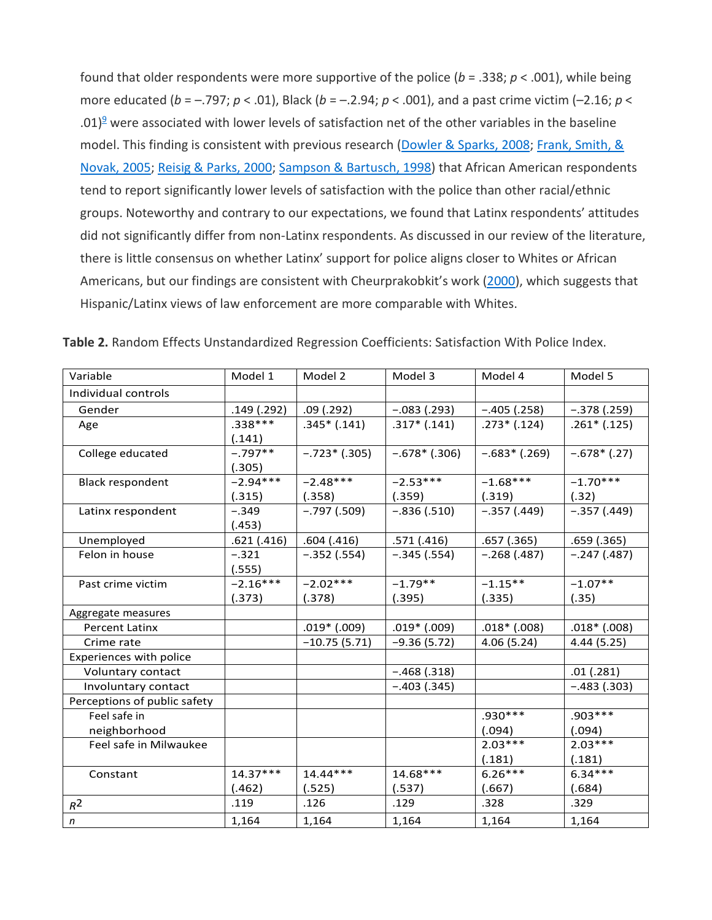found that older respondents were more supportive of the police ($b$ = .338; $p$ < .001), while being more educated ($b$ = –.797; $p$ < .01), Black ($b$ = –.2.94; $p$ < .001), and a past crime victim (–2.16; $p$ < .01)[9] were associated with lower levels of satisfaction net of the other variables in the baseline model. This finding is consistent with previous research (Dowler & Sparks, 2008; Frank, Smith, & Novak, 2005; Reisig & Parks, 2000; Sampson & Bartusch, 1998) that African American respondents tend to report significantly lower levels of satisfaction with the police than other racial/ethnic groups. Noteworthy and contrary to our expectations, we found that Latinx respondents' attitudes did not significantly differ from non-Latinx respondents. As discussed in our review of the literature, there is little consensus on whether Latinx' support for police aligns closer to Whites or African Americans, but our findings are consistent with Cheurprakobkit's work (2000), which suggests that Hispanic/Latinx views of law enforcement are more comparable with Whites.

**Table 2.** Random Effects Unstandardized Regression Coefficients: Satisfaction With Police Index.

| Variable | Model 1 | Model 2 | Model 3 | Model 4 | Model 5 |
|---|---|---|---|---|---|
| Individual controls | | | | | |
| Gender | .149 (.292) | .09 (.292) | −.083 (.293) | −.405 (.258) | −.378 (.259) |
| Age | .338*** (.141) | .345* (.141) | .317* (.141) | .273* (.124) | .261* (.125) |
| College educated | −.797** (.305) | −.723* (.305) | −.678* (.306) | −.683* (.269) | −.678* (.27) |
| Black respondent | −2.94*** (.315) | −2.48*** (.358) | −2.53*** (.359) | −1.68*** (.319) | −1.70*** (.32) |
| Latinx respondent | −.349 (.453) | −.797 (.509) | −.836 (.510) | −.357 (.449) | −.357 (.449) |
| Unemployed | .621 (.416) | .604 (.416) | .571 (.416) | .657 (.365) | .659 (.365) |
| Felon in house | −.321 (.555) | −.352 (.554) | −.345 (.554) | −.268 (.487) | −.247 (.487) |
| Past crime victim | −2.16*** (.373) | −2.02*** (.378) | −1.79** (.395) | −1.15** (.335) | −1.07** (.35) |
| Aggregate measures | | | | | |
| Percent Latinx | | .019* (.009) | .019* (.009) | .018* (.008) | .018* (.008) |
| Crime rate | | −10.75 (5.71) | −9.36 (5.72) | 4.06 (5.24) | 4.44 (5.25) |
| Experiences with police | | | | | |
| Voluntary contact | | | −.468 (.318) | | .01 (.281) |
| Involuntary contact | | | −.403 (.345) | | −.483 (.303) |
| Perceptions of public safety | | | | | |
| Feel safe in neighborhood | | | | .930*** (.094) | .903*** (.094) |
| Feel safe in Milwaukee | | | | 2.03*** (.181) | 2.03*** (.181) |
| Constant | 14.37*** (.462) | 14.44*** (.525) | 14.68*** (.537) | 6.26*** (.667) | 6.34*** (.684) |
| $R^2$ | .119 | .126 | .129 | .328 | .329 |
| $n$ | 1,164 | 1,164 | 1,164 | 1,164 | 1,164 |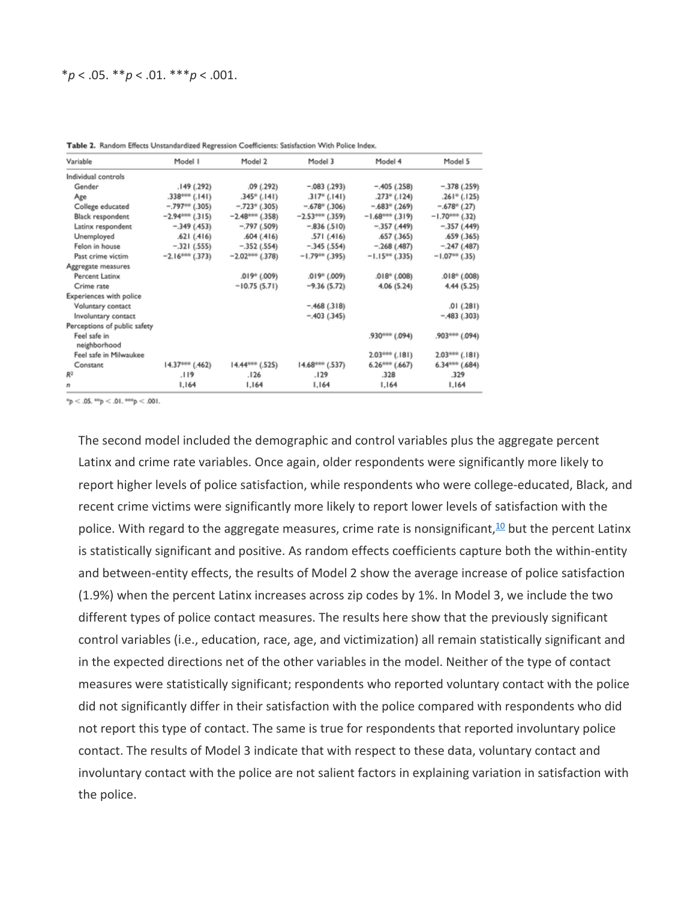*p < .05. **p < .01. ***p < .001.

**Table 2.** Random Effects Unstandardized Regression Coefficients: Satisfaction With Police Index.

| Variable | Model 1 | Model 2 | Model 3 | Model 4 | Model 5 |
|---|---|---|---|---|---|
| Individual controls | | | | | |
| Gender | .149 (.292) | .09 (.292) | −.083 (.293) | −.405 (.258) | −.378 (.259) |
| Age | .338*** (.141) | .345* (.141) | .317* (.141) | .273* (.124) | .261* (.125) |
| College educated | −.797** (.305) | −.723* (.305) | −.678* (.306) | −.683* (.269) | −.678* (.27) |
| Black respondent | −2.94*** (.315) | −2.48*** (.358) | −2.53*** (.359) | −1.68*** (.319) | −1.70*** (.32) |
| Latinx respondent | −.349 (.453) | −.797 (.509) | −.836 (.510) | −.357 (.449) | −.357 (.449) |
| Unemployed | .621 (.416) | .604 (.416) | .571 (.416) | .657 (.365) | .659 (.365) |
| Felon in house | −.321 (.555) | −.352 (.554) | −.345 (.554) | −.268 (.487) | −.247 (.487) |
| Past crime victim | −2.16*** (.373) | −2.02*** (.378) | −1.79*** (.395) | −1.15** (.335) | −1.07** (.35) |
| Aggregate measures | | | | | |
| Percent Latinx | | .019* (.009) | .019* (.009) | .018* (.008) | .018* (.008) |
| Crime rate | | −10.75 (5.71) | −9.36 (5.72) | 4.06 (5.24) | 4.44 (5.25) |
| Experiences with police | | | | | |
| Voluntary contact | | | −.468 (.318) | | .01 (.281) |
| Involuntary contact | | | −.403 (.345) | | −.483 (.303) |
| Perceptions of public safety | | | | | |
| Feel safe in neighborhood | | | | .930*** (.094) | .903*** (.094) |
| Feel safe in Milwaukee | | | | 2.03*** (.181) | 2.03*** (.181) |
| Constant | 14.37*** (.462) | 14.44*** (.525) | 14.68*** (.537) | 6.26*** (.667) | 6.34*** (.684) |
| $R^2$ | .119 | .126 | .129 | .328 | .329 |
| $n$ | 1,164 | 1,164 | 1,164 | 1,164 | 1,164 |

*p < .05. **p < .01. ***p < .001.

The second model included the demographic and control variables plus the aggregate percent Latinx and crime rate variables. Once again, older respondents were significantly more likely to report higher levels of police satisfaction, while respondents who were college-educated, Black, and recent crime victims were significantly more likely to report lower levels of satisfaction with the police. With regard to the aggregate measures, crime rate is nonsignificant,[10] but the percent Latinx is statistically significant and positive. As random effects coefficients capture both the within-entity and between-entity effects, the results of Model 2 show the average increase of police satisfaction (1.9%) when the percent Latinx increases across zip codes by 1%. In Model 3, we include the two different types of police contact measures. The results here show that the previously significant control variables (i.e., education, race, age, and victimization) all remain statistically significant and in the expected directions net of the other variables in the model. Neither of the type of contact measures were statistically significant; respondents who reported voluntary contact with the police did not significantly differ in their satisfaction with the police compared with respondents who did not report this type of contact. The same is true for respondents that reported involuntary police contact. The results of Model 3 indicate that with respect to these data, voluntary contact and involuntary contact with the police are not salient factors in explaining variation in satisfaction with the police.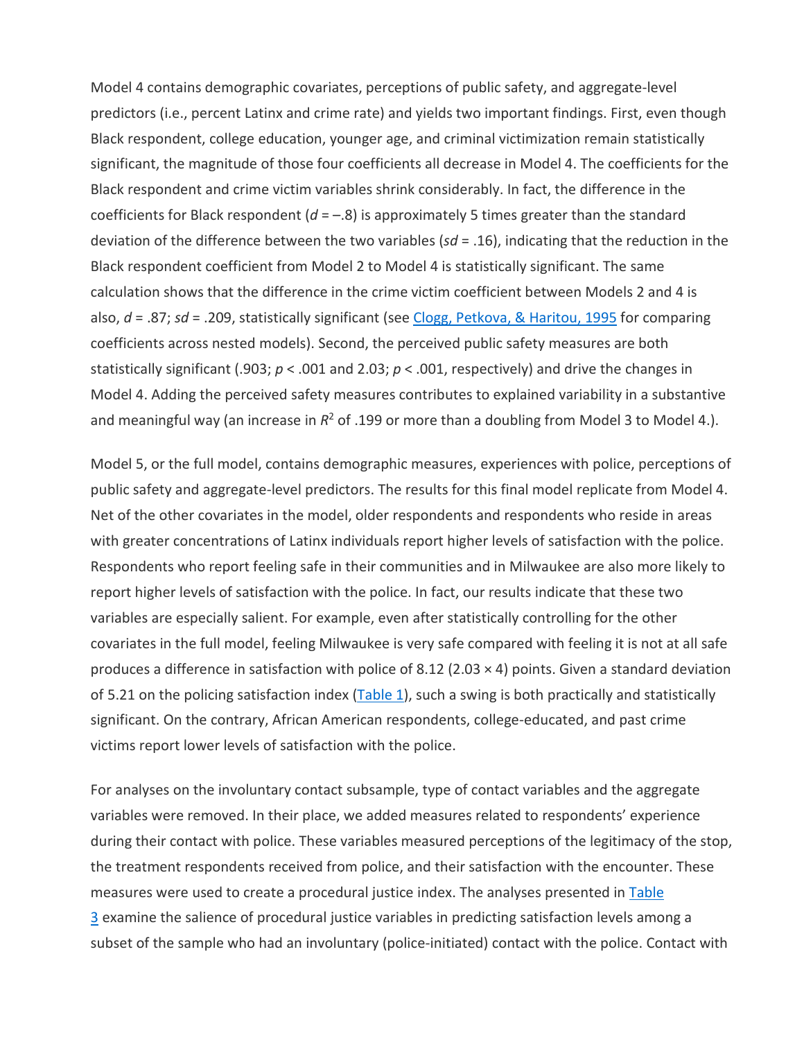Model 4 contains demographic covariates, perceptions of public safety, and aggregate-level predictors (i.e., percent Latinx and crime rate) and yields two important findings. First, even though Black respondent, college education, younger age, and criminal victimization remain statistically significant, the magnitude of those four coefficients all decrease in Model 4. The coefficients for the Black respondent and crime victim variables shrink considerably. In fact, the difference in the coefficients for Black respondent ($d = -.8$) is approximately 5 times greater than the standard deviation of the difference between the two variables ($sd = .16$), indicating that the reduction in the Black respondent coefficient from Model 2 to Model 4 is statistically significant. The same calculation shows that the difference in the crime victim coefficient between Models 2 and 4 is also, $d = .87$; $sd = .209$, statistically significant (see Clogg, Petkova, & Haritou, 1995 for comparing coefficients across nested models). Second, the perceived public safety measures are both statistically significant (.903; $p < .001$ and 2.03; $p < .001$, respectively) and drive the changes in Model 4. Adding the perceived safety measures contributes to explained variability in a substantive and meaningful way (an increase in $R^2$ of .199 or more than a doubling from Model 3 to Model 4.).

Model 5, or the full model, contains demographic measures, experiences with police, perceptions of public safety and aggregate-level predictors. The results for this final model replicate from Model 4. Net of the other covariates in the model, older respondents and respondents who reside in areas with greater concentrations of Latinx individuals report higher levels of satisfaction with the police. Respondents who report feeling safe in their communities and in Milwaukee are also more likely to report higher levels of satisfaction with the police. In fact, our results indicate that these two variables are especially salient. For example, even after statistically controlling for the other covariates in the full model, feeling Milwaukee is very safe compared with feeling it is not at all safe produces a difference in satisfaction with police of 8.12 ($2.03 \times 4$) points. Given a standard deviation of 5.21 on the policing satisfaction index (Table 1), such a swing is both practically and statistically significant. On the contrary, African American respondents, college-educated, and past crime victims report lower levels of satisfaction with the police.

For analyses on the involuntary contact subsample, type of contact variables and the aggregate variables were removed. In their place, we added measures related to respondents' experience during their contact with police. These variables measured perceptions of the legitimacy of the stop, the treatment respondents received from police, and their satisfaction with the encounter. These measures were used to create a procedural justice index. The analyses presented in Table 3 examine the salience of procedural justice variables in predicting satisfaction levels among a subset of the sample who had an involuntary (police-initiated) contact with the police. Contact with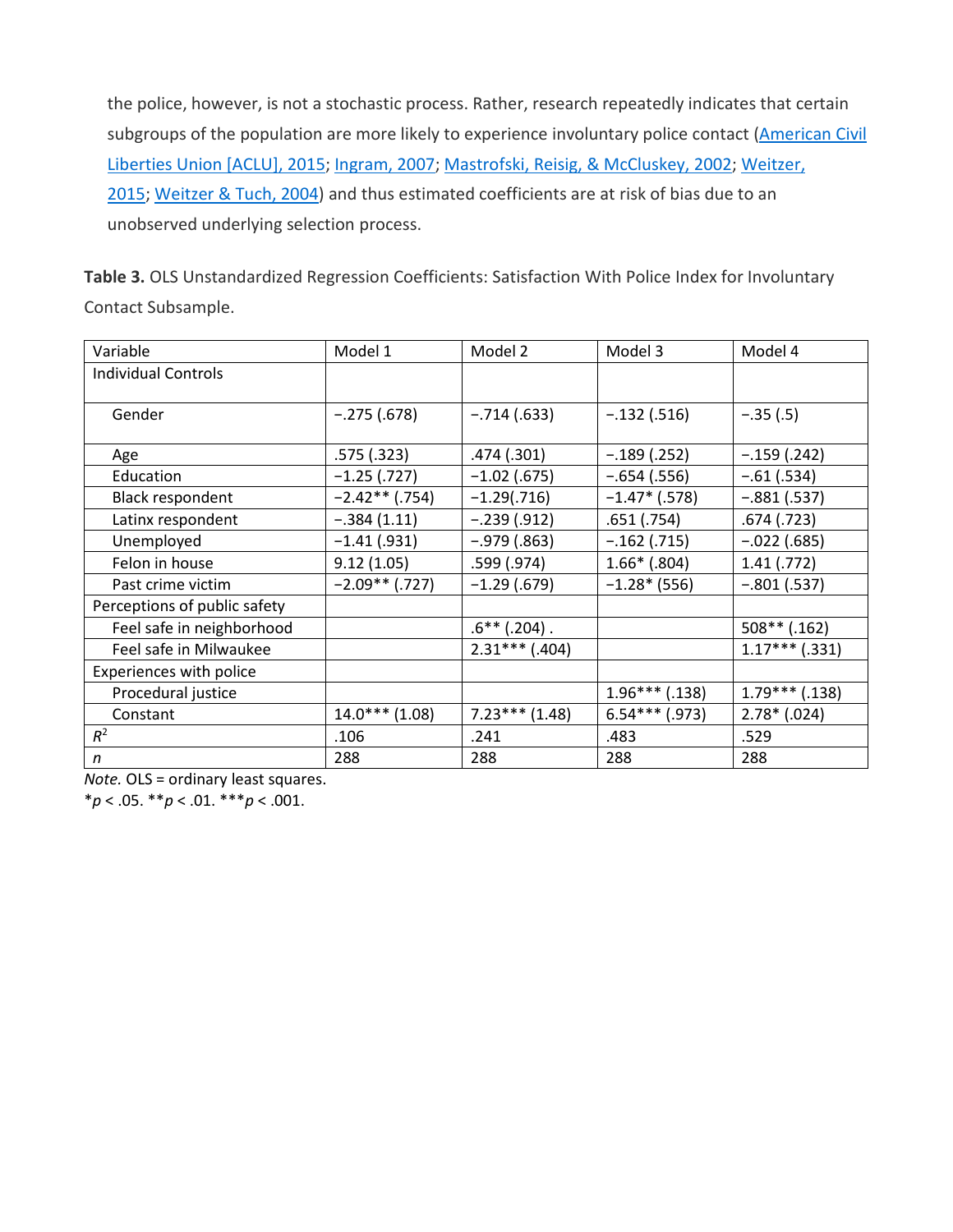the police, however, is not a stochastic process. Rather, research repeatedly indicates that certain subgroups of the population are more likely to experience involuntary police contact (American Civil Liberties Union [ACLU], 2015; Ingram, 2007; Mastrofski, Reisig, & McCluskey, 2002; Weitzer, 2015; Weitzer & Tuch, 2004) and thus estimated coefficients are at risk of bias due to an unobserved underlying selection process.

**Table 3.** OLS Unstandardized Regression Coefficients: Satisfaction With Police Index for Involuntary Contact Subsample.

| Variable | Model 1 | Model 2 | Model 3 | Model 4 |
|---|---|---|---|---|
| Individual Controls | | | | |
| Gender | −.275 (.678) | −.714 (.633) | −.132 (.516) | −.35 (.5) |
| Age | .575 (.323) | .474 (.301) | −.189 (.252) | −.159 (.242) |
| Education | −1.25 (.727) | −1.02 (.675) | −.654 (.556) | −.61 (.534) |
| Black respondent | −2.42** (.754) | −1.29(.716) | −1.47* (.578) | −.881 (.537) |
| Latinx respondent | −.384 (1.11) | −.239 (.912) | .651 (.754) | .674 (.723) |
| Unemployed | −1.41 (.931) | −.979 (.863) | −.162 (.715) | −.022 (.685) |
| Felon in house | 9.12 (1.05) | .599 (.974) | 1.66* (.804) | 1.41 (.772) |
| Past crime victim | −2.09** (.727) | −1.29 (.679) | −1.28* (556) | −.801 (.537) |
| Perceptions of public safety | | | | |
| Feel safe in neighborhood | | .6** (.204) . | | 508** (.162) |
| Feel safe in Milwaukee | | 2.31*** (.404) | | 1.17*** (.331) |
| Experiences with police | | | | |
| Procedural justice | | | 1.96*** (.138) | 1.79*** (.138) |
| Constant | 14.0*** (1.08) | 7.23*** (1.48) | 6.54*** (.973) | 2.78* (.024) |
| $R^2$ | .106 | .241 | .483 | .529 |
| *n* | 288 | 288 | 288 | 288 |

*Note.* OLS = ordinary least squares.
*$p < .05$. **$p < .01$. ***$p < .001$.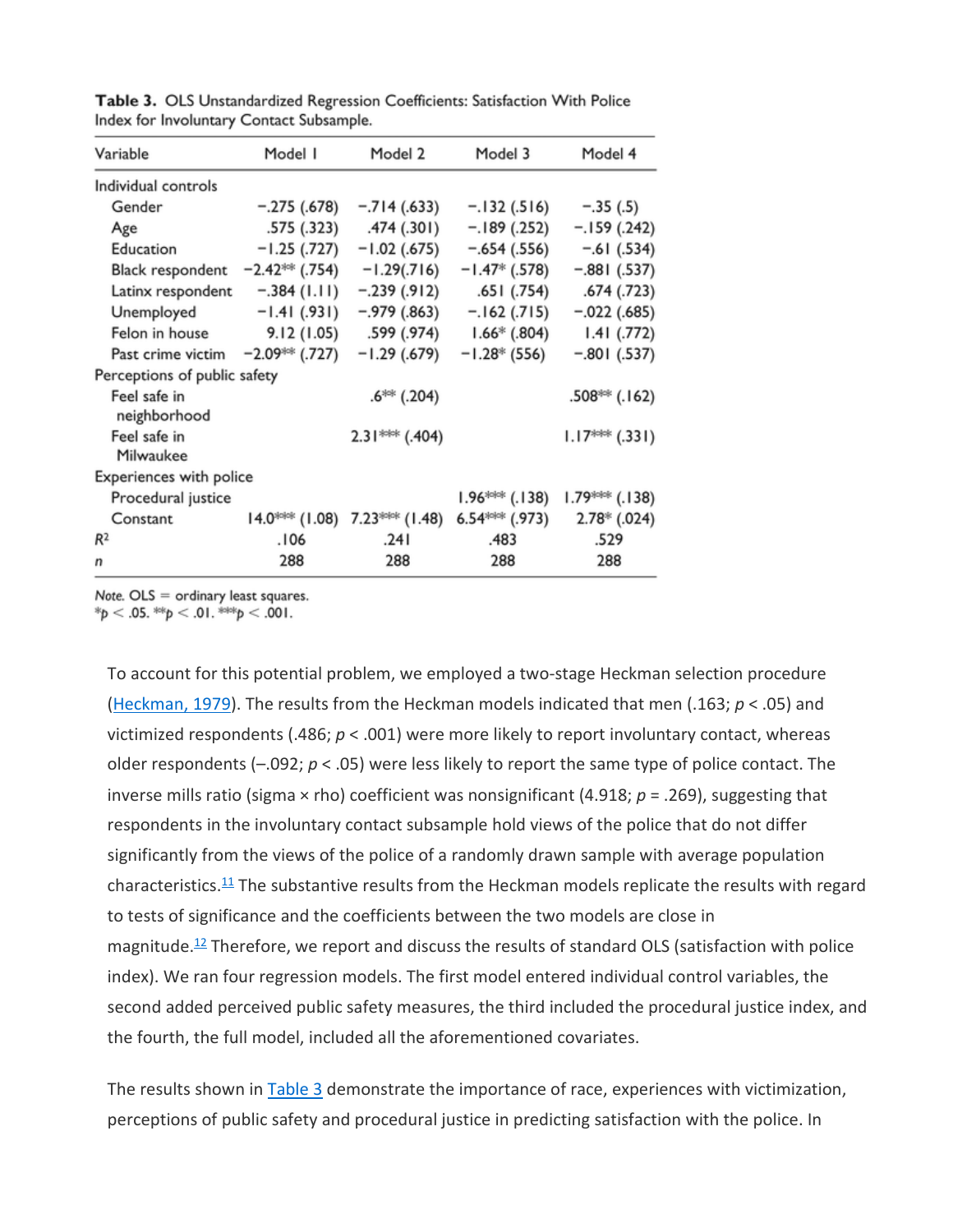**Table 3.** OLS Unstandardized Regression Coefficients: Satisfaction With Police Index for Involuntary Contact Subsample.

| Variable | Model 1 | Model 2 | Model 3 | Model 4 |
|---|---|---|---|---|
| Individual controls | | | | |
| Gender | −.275 (.678) | −.714 (.633) | −.132 (.516) | −.35 (.5) |
| Age | .575 (.323) | .474 (.301) | −.189 (.252) | −.159 (.242) |
| Education | −1.25 (.727) | −1.02 (.675) | −.654 (.556) | −.61 (.534) |
| Black respondent | −2.42** (.754) | −1.29(.716) | −1.47* (.578) | −.881 (.537) |
| Latinx respondent | −.384 (1.11) | −.239 (.912) | .651 (.754) | .674 (.723) |
| Unemployed | −1.41 (.931) | −.979 (.863) | −.162 (.715) | −.022 (.685) |
| Felon in house | 9.12 (1.05) | .599 (.974) | 1.66* (.804) | 1.41 (.772) |
| Past crime victim | −2.09** (.727) | −1.29 (.679) | −1.28* (556) | −.801 (.537) |
| Perceptions of public safety | | | | |
| Feel safe in neighborhood | | .6** (.204) | | .508** (.162) |
| Feel safe in Milwaukee | | 2.31*** (.404) | | 1.17*** (.331) |
| Experiences with police | | | | |
| Procedural justice | | | 1.96*** (.138) | 1.79*** (.138) |
| Constant | 14.0*** (1.08) | 7.23*** (1.48) | 6.54*** (.973) | 2.78* (.024) |
| $R^2$ | .106 | .241 | .483 | .529 |
| *n* | 288 | 288 | 288 | 288 |

*Note.* OLS = ordinary least squares.
\*$p < .05$. \*\*$p < .01$. \*\*\*$p < .001$.

To account for this potential problem, we employed a two-stage Heckman selection procedure (Heckman, 1979). The results from the Heckman models indicated that men (.163; $p < .05$) and victimized respondents (.486; $p < .001$) were more likely to report involuntary contact, whereas older respondents (–.092; $p < .05$) were less likely to report the same type of police contact. The inverse mills ratio (sigma × rho) coefficient was nonsignificant (4.918; $p = .269$), suggesting that respondents in the involuntary contact subsample hold views of the police that do not differ significantly from the views of the police of a randomly drawn sample with average population characteristics.[11] The substantive results from the Heckman models replicate the results with regard to tests of significance and the coefficients between the two models are close in magnitude.[12] Therefore, we report and discuss the results of standard OLS (satisfaction with police index). We ran four regression models. The first model entered individual control variables, the second added perceived public safety measures, the third included the procedural justice index, and the fourth, the full model, included all the aforementioned covariates.

The results shown in Table 3 demonstrate the importance of race, experiences with victimization, perceptions of public safety and procedural justice in predicting satisfaction with the police. In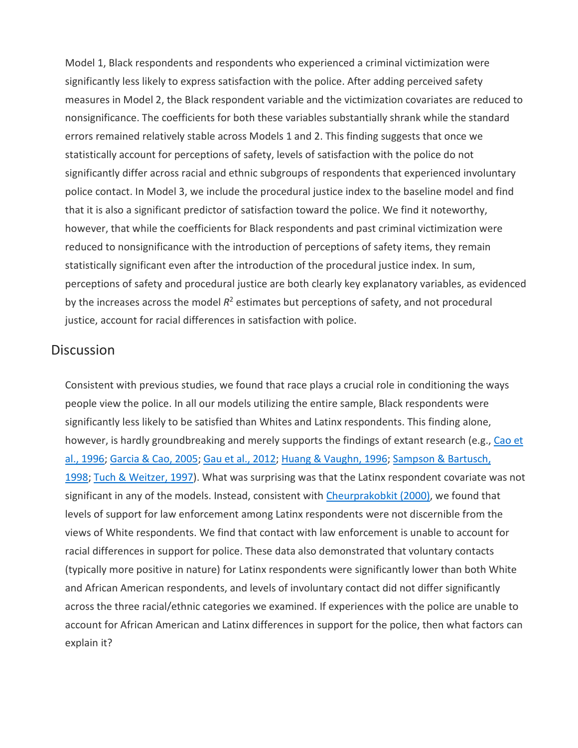Model 1, Black respondents and respondents who experienced a criminal victimization were significantly less likely to express satisfaction with the police. After adding perceived safety measures in Model 2, the Black respondent variable and the victimization covariates are reduced to nonsignificance. The coefficients for both these variables substantially shrank while the standard errors remained relatively stable across Models 1 and 2. This finding suggests that once we statistically account for perceptions of safety, levels of satisfaction with the police do not significantly differ across racial and ethnic subgroups of respondents that experienced involuntary police contact. In Model 3, we include the procedural justice index to the baseline model and find that it is also a significant predictor of satisfaction toward the police. We find it noteworthy, however, that while the coefficients for Black respondents and past criminal victimization were reduced to nonsignificance with the introduction of perceptions of safety items, they remain statistically significant even after the introduction of the procedural justice index. In sum, perceptions of safety and procedural justice are both clearly key explanatory variables, as evidenced by the increases across the model $R^2$ estimates but perceptions of safety, and not procedural justice, account for racial differences in satisfaction with police.

## Discussion

Consistent with previous studies, we found that race plays a crucial role in conditioning the ways people view the police. In all our models utilizing the entire sample, Black respondents were significantly less likely to be satisfied than Whites and Latinx respondents. This finding alone, however, is hardly groundbreaking and merely supports the findings of extant research (e.g., Cao et al., 1996; Garcia & Cao, 2005; Gau et al., 2012; Huang & Vaughn, 1996; Sampson & Bartusch, 1998; Tuch & Weitzer, 1997). What was surprising was that the Latinx respondent covariate was not significant in any of the models. Instead, consistent with Cheurprakobkit (2000), we found that levels of support for law enforcement among Latinx respondents were not discernible from the views of White respondents. We find that contact with law enforcement is unable to account for racial differences in support for police. These data also demonstrated that voluntary contacts (typically more positive in nature) for Latinx respondents were significantly lower than both White and African American respondents, and levels of involuntary contact did not differ significantly across the three racial/ethnic categories we examined. If experiences with the police are unable to account for African American and Latinx differences in support for the police, then what factors can explain it?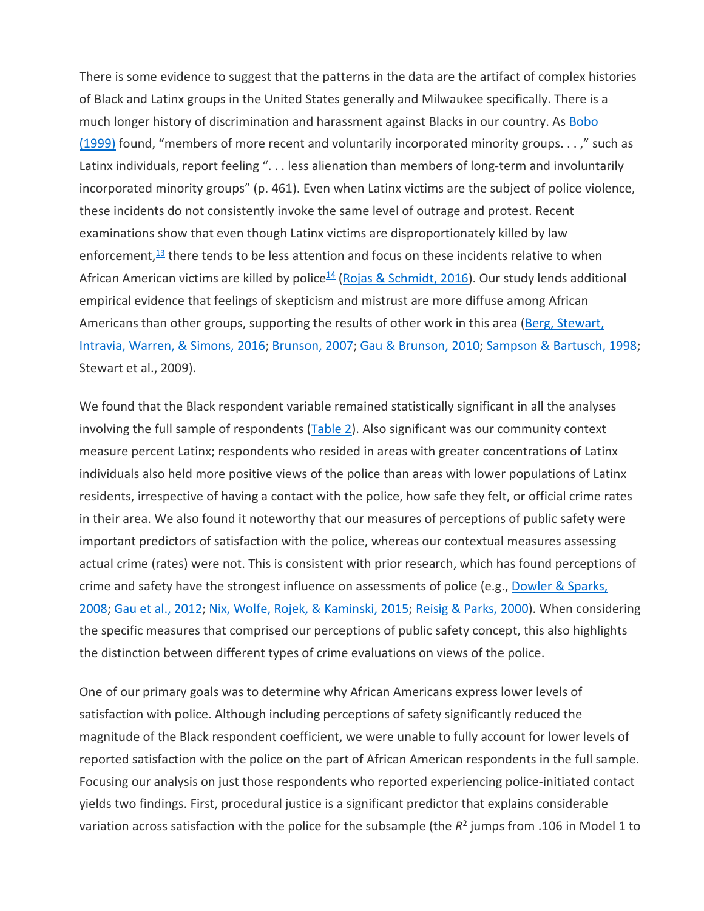There is some evidence to suggest that the patterns in the data are the artifact of complex histories of Black and Latinx groups in the United States generally and Milwaukee specifically. There is a much longer history of discrimination and harassment against Blacks in our country. As Bobo (1999) found, "members of more recent and voluntarily incorporated minority groups. . . ," such as Latinx individuals, report feeling ". . . less alienation than members of long-term and involuntarily incorporated minority groups" (p. 461). Even when Latinx victims are the subject of police violence, these incidents do not consistently invoke the same level of outrage and protest. Recent examinations show that even though Latinx victims are disproportionately killed by law enforcement,[13] there tends to be less attention and focus on these incidents relative to when African American victims are killed by police[14] (Rojas & Schmidt, 2016). Our study lends additional empirical evidence that feelings of skepticism and mistrust are more diffuse among African Americans than other groups, supporting the results of other work in this area (Berg, Stewart, Intravia, Warren, & Simons, 2016; Brunson, 2007; Gau & Brunson, 2010; Sampson & Bartusch, 1998; Stewart et al., 2009).

We found that the Black respondent variable remained statistically significant in all the analyses involving the full sample of respondents (Table 2). Also significant was our community context measure percent Latinx; respondents who resided in areas with greater concentrations of Latinx individuals also held more positive views of the police than areas with lower populations of Latinx residents, irrespective of having a contact with the police, how safe they felt, or official crime rates in their area. We also found it noteworthy that our measures of perceptions of public safety were important predictors of satisfaction with the police, whereas our contextual measures assessing actual crime (rates) were not. This is consistent with prior research, which has found perceptions of crime and safety have the strongest influence on assessments of police (e.g., Dowler & Sparks, 2008; Gau et al., 2012; Nix, Wolfe, Rojek, & Kaminski, 2015; Reisig & Parks, 2000). When considering the specific measures that comprised our perceptions of public safety concept, this also highlights the distinction between different types of crime evaluations on views of the police.

One of our primary goals was to determine why African Americans express lower levels of satisfaction with police. Although including perceptions of safety significantly reduced the magnitude of the Black respondent coefficient, we were unable to fully account for lower levels of reported satisfaction with the police on the part of African American respondents in the full sample. Focusing our analysis on just those respondents who reported experiencing police-initiated contact yields two findings. First, procedural justice is a significant predictor that explains considerable variation across satisfaction with the police for the subsample (the $R^2$ jumps from .106 in Model 1 to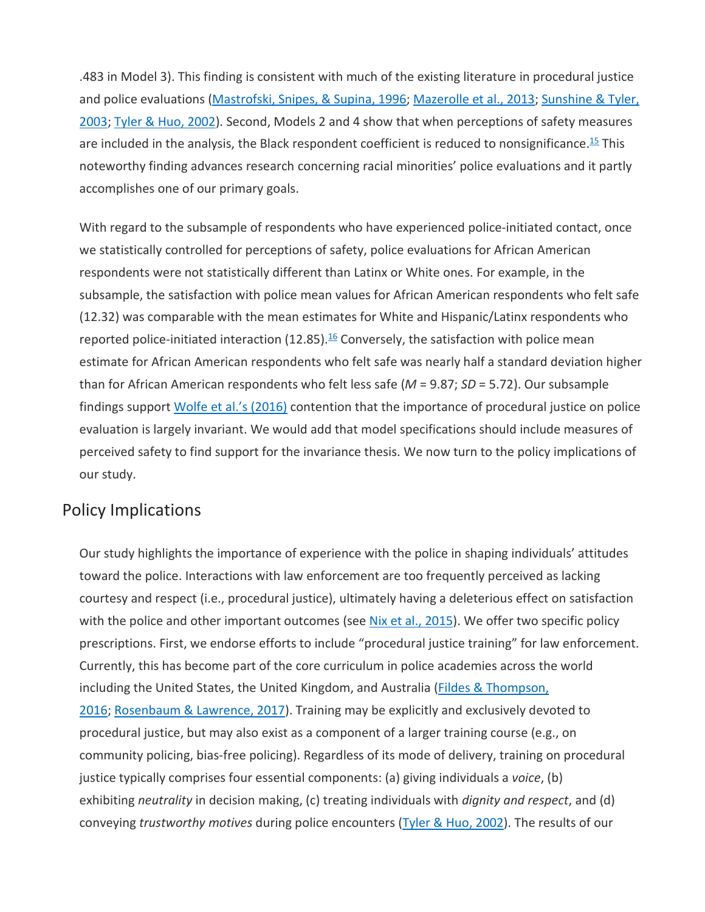.483 in Model 3). This finding is consistent with much of the existing literature in procedural justice and police evaluations (Mastrofski, Snipes, & Supina, 1996; Mazerolle et al., 2013; Sunshine & Tyler, 2003; Tyler & Huo, 2002). Second, Models 2 and 4 show that when perceptions of safety measures are included in the analysis, the Black respondent coefficient is reduced to nonsignificance.[15] This noteworthy finding advances research concerning racial minorities' police evaluations and it partly accomplishes one of our primary goals.

With regard to the subsample of respondents who have experienced police-initiated contact, once we statistically controlled for perceptions of safety, police evaluations for African American respondents were not statistically different than Latinx or White ones. For example, in the subsample, the satisfaction with police mean values for African American respondents who felt safe (12.32) was comparable with the mean estimates for White and Hispanic/Latinx respondents who reported police-initiated interaction (12.85).[16] Conversely, the satisfaction with police mean estimate for African American respondents who felt safe was nearly half a standard deviation higher than for African American respondents who felt less safe ($M$ = 9.87; $SD$ = 5.72). Our subsample findings support Wolfe et al.'s (2016) contention that the importance of procedural justice on police evaluation is largely invariant. We would add that model specifications should include measures of perceived safety to find support for the invariance thesis. We now turn to the policy implications of our study.

## Policy Implications

Our study highlights the importance of experience with the police in shaping individuals' attitudes toward the police. Interactions with law enforcement are too frequently perceived as lacking courtesy and respect (i.e., procedural justice), ultimately having a deleterious effect on satisfaction with the police and other important outcomes (see Nix et al., 2015). We offer two specific policy prescriptions. First, we endorse efforts to include "procedural justice training" for law enforcement. Currently, this has become part of the core curriculum in police academies across the world including the United States, the United Kingdom, and Australia (Fildes & Thompson, 2016; Rosenbaum & Lawrence, 2017). Training may be explicitly and exclusively devoted to procedural justice, but may also exist as a component of a larger training course (e.g., on community policing, bias-free policing). Regardless of its mode of delivery, training on procedural justice typically comprises four essential components: (a) giving individuals a *voice*, (b) exhibiting *neutrality* in decision making, (c) treating individuals with *dignity and respect*, and (d) conveying *trustworthy motives* during police encounters (Tyler & Huo, 2002). The results of our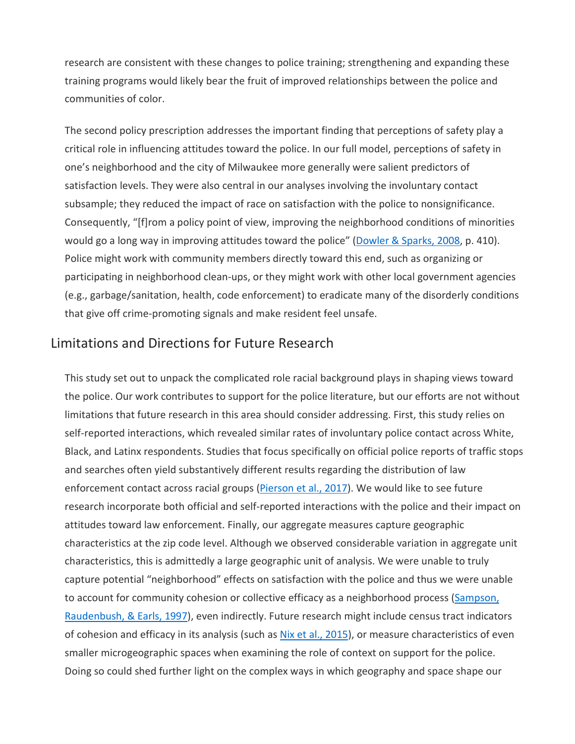research are consistent with these changes to police training; strengthening and expanding these training programs would likely bear the fruit of improved relationships between the police and communities of color.

The second policy prescription addresses the important finding that perceptions of safety play a critical role in influencing attitudes toward the police. In our full model, perceptions of safety in one's neighborhood and the city of Milwaukee more generally were salient predictors of satisfaction levels. They were also central in our analyses involving the involuntary contact subsample; they reduced the impact of race on satisfaction with the police to nonsignificance. Consequently, "[f]rom a policy point of view, improving the neighborhood conditions of minorities would go a long way in improving attitudes toward the police" (Dowler & Sparks, 2008, p. 410). Police might work with community members directly toward this end, such as organizing or participating in neighborhood clean-ups, or they might work with other local government agencies (e.g., garbage/sanitation, health, code enforcement) to eradicate many of the disorderly conditions that give off crime-promoting signals and make resident feel unsafe.

## Limitations and Directions for Future Research

This study set out to unpack the complicated role racial background plays in shaping views toward the police. Our work contributes to support for the police literature, but our efforts are not without limitations that future research in this area should consider addressing. First, this study relies on self-reported interactions, which revealed similar rates of involuntary police contact across White, Black, and Latinx respondents. Studies that focus specifically on official police reports of traffic stops and searches often yield substantively different results regarding the distribution of law enforcement contact across racial groups (Pierson et al., 2017). We would like to see future research incorporate both official and self-reported interactions with the police and their impact on attitudes toward law enforcement. Finally, our aggregate measures capture geographic characteristics at the zip code level. Although we observed considerable variation in aggregate unit characteristics, this is admittedly a large geographic unit of analysis. We were unable to truly capture potential "neighborhood" effects on satisfaction with the police and thus we were unable to account for community cohesion or collective efficacy as a neighborhood process (Sampson, Raudenbush, & Earls, 1997), even indirectly. Future research might include census tract indicators of cohesion and efficacy in its analysis (such as Nix et al., 2015), or measure characteristics of even smaller microgeographic spaces when examining the role of context on support for the police. Doing so could shed further light on the complex ways in which geography and space shape our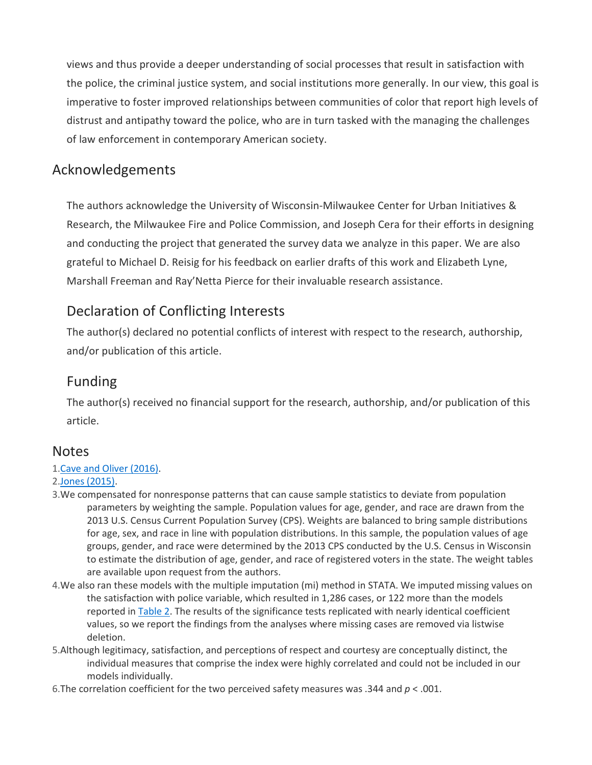views and thus provide a deeper understanding of social processes that result in satisfaction with the police, the criminal justice system, and social institutions more generally. In our view, this goal is imperative to foster improved relationships between communities of color that report high levels of distrust and antipathy toward the police, who are in turn tasked with the managing the challenges of law enforcement in contemporary American society.

## Acknowledgements

The authors acknowledge the University of Wisconsin-Milwaukee Center for Urban Initiatives & Research, the Milwaukee Fire and Police Commission, and Joseph Cera for their efforts in designing and conducting the project that generated the survey data we analyze in this paper. We are also grateful to Michael D. Reisig for his feedback on earlier drafts of this work and Elizabeth Lyne, Marshall Freeman and Ray'Netta Pierce for their invaluable research assistance.

### Declaration of Conflicting Interests

The author(s) declared no potential conflicts of interest with respect to the research, authorship, and/or publication of this article.

### Funding

The author(s) received no financial support for the research, authorship, and/or publication of this article.

## Notes

1. Cave and Oliver (2016).
2. Jones (2015).
3. We compensated for nonresponse patterns that can cause sample statistics to deviate from population parameters by weighting the sample. Population values for age, gender, and race are drawn from the 2013 U.S. Census Current Population Survey (CPS). Weights are balanced to bring sample distributions for age, sex, and race in line with population distributions. In this sample, the population values of age groups, gender, and race were determined by the 2013 CPS conducted by the U.S. Census in Wisconsin to estimate the distribution of age, gender, and race of registered voters in the state. The weight tables are available upon request from the authors.
4. We also ran these models with the multiple imputation (mi) method in STATA. We imputed missing values on the satisfaction with police variable, which resulted in 1,286 cases, or 122 more than the models reported in Table 2. The results of the significance tests replicated with nearly identical coefficient values, so we report the findings from the analyses where missing cases are removed via listwise deletion.
5. Although legitimacy, satisfaction, and perceptions of respect and courtesy are conceptually distinct, the individual measures that comprise the index were highly correlated and could not be included in our models individually.
6. The correlation coefficient for the two perceived safety measures was .344 and $p < .001$.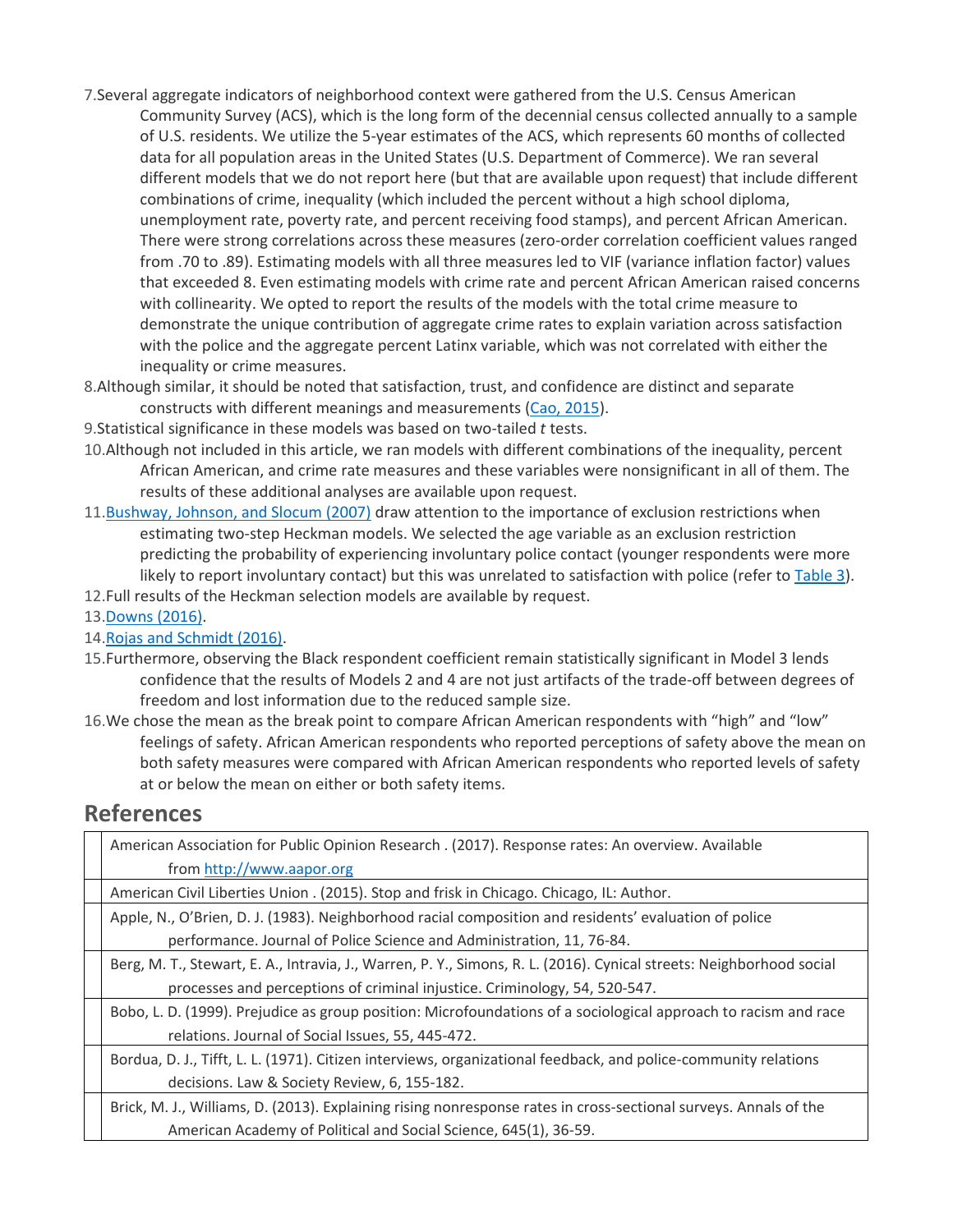7. Several aggregate indicators of neighborhood context were gathered from the U.S. Census American Community Survey (ACS), which is the long form of the decennial census collected annually to a sample of U.S. residents. We utilize the 5-year estimates of the ACS, which represents 60 months of collected data for all population areas in the United States (U.S. Department of Commerce). We ran several different models that we do not report here (but that are available upon request) that include different combinations of crime, inequality (which included the percent without a high school diploma, unemployment rate, poverty rate, and percent receiving food stamps), and percent African American. There were strong correlations across these measures (zero-order correlation coefficient values ranged from .70 to .89). Estimating models with all three measures led to VIF (variance inflation factor) values that exceeded 8. Even estimating models with crime rate and percent African American raised concerns with collinearity. We opted to report the results of the models with the total crime measure to demonstrate the unique contribution of aggregate crime rates to explain variation across satisfaction with the police and the aggregate percent Latinx variable, which was not correlated with either the inequality or crime measures.
8. Although similar, it should be noted that satisfaction, trust, and confidence are distinct and separate constructs with different meanings and measurements (Cao, 2015).
9. Statistical significance in these models was based on two-tailed *t* tests.
10. Although not included in this article, we ran models with different combinations of the inequality, percent African American, and crime rate measures and these variables were nonsignificant in all of them. The results of these additional analyses are available upon request.
11. Bushway, Johnson, and Slocum (2007) draw attention to the importance of exclusion restrictions when estimating two-step Heckman models. We selected the age variable as an exclusion restriction predicting the probability of experiencing involuntary police contact (younger respondents were more likely to report involuntary contact) but this was unrelated to satisfaction with police (refer to Table 3).
12. Full results of the Heckman selection models are available by request.
13. Downs (2016).
14. Rojas and Schmidt (2016).
15. Furthermore, observing the Black respondent coefficient remain statistically significant in Model 3 lends confidence that the results of Models 2 and 4 are not just artifacts of the trade-off between degrees of freedom and lost information due to the reduced sample size.
16. We chose the mean as the break point to compare African American respondents with "high" and "low" feelings of safety. African American respondents who reported perceptions of safety above the mean on both safety measures were compared with African American respondents who reported levels of safety at or below the mean on either or both safety items.

## References

| | |
|---|---|
| | American Association for Public Opinion Research . (2017). Response rates: An overview. Available from http://www.aapor.org |
| | American Civil Liberties Union . (2015). Stop and frisk in Chicago. Chicago, IL: Author. |
| | Apple, N., O'Brien, D. J. (1983). Neighborhood racial composition and residents' evaluation of police performance. Journal of Police Science and Administration, 11, 76-84. |
| | Berg, M. T., Stewart, E. A., Intravia, J., Warren, P. Y., Simons, R. L. (2016). Cynical streets: Neighborhood social processes and perceptions of criminal injustice. Criminology, 54, 520-547. |
| | Bobo, L. D. (1999). Prejudice as group position: Microfoundations of a sociological approach to racism and race relations. Journal of Social Issues, 55, 445-472. |
| | Bordua, D. J., Tifft, L. L. (1971). Citizen interviews, organizational feedback, and police-community relations decisions. Law & Society Review, 6, 155-182. |
| | Brick, M. J., Williams, D. (2013). Explaining rising nonresponse rates in cross-sectional surveys. Annals of the American Academy of Political and Social Science, 645(1), 36-59. |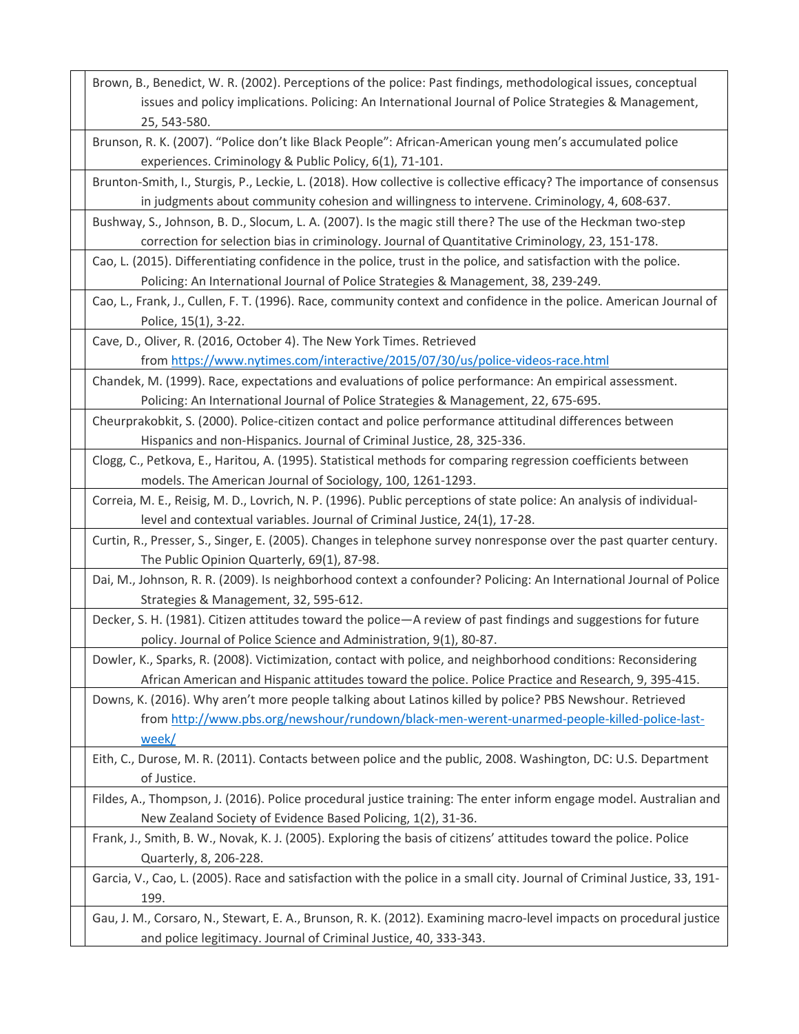Brown, B., Benedict, W. R. (2002). Perceptions of the police: Past findings, methodological issues, conceptual issues and policy implications. Policing: An International Journal of Police Strategies & Management, 25, 543-580.

Brunson, R. K. (2007). “Police don’t like Black People”: African-American young men’s accumulated police experiences. Criminology & Public Policy, 6(1), 71-101.

Brunton-Smith, I., Sturgis, P., Leckie, L. (2018). How collective is collective efficacy? The importance of consensus in judgments about community cohesion and willingness to intervene. Criminology, 4, 608-637.

Bushway, S., Johnson, B. D., Slocum, L. A. (2007). Is the magic still there? The use of the Heckman two-step correction for selection bias in criminology. Journal of Quantitative Criminology, 23, 151-178.

Cao, L. (2015). Differentiating confidence in the police, trust in the police, and satisfaction with the police. Policing: An International Journal of Police Strategies & Management, 38, 239-249.

Cao, L., Frank, J., Cullen, F. T. (1996). Race, community context and confidence in the police. American Journal of Police, 15(1), 3-22.

Cave, D., Oliver, R. (2016, October 4). The New York Times. Retrieved from https://www.nytimes.com/interactive/2015/07/30/us/police-videos-race.html

Chandek, M. (1999). Race, expectations and evaluations of police performance: An empirical assessment. Policing: An International Journal of Police Strategies & Management, 22, 675-695.

Cheurprakobkit, S. (2000). Police-citizen contact and police performance attitudinal differences between Hispanics and non-Hispanics. Journal of Criminal Justice, 28, 325-336.

Clogg, C., Petkova, E., Haritou, A. (1995). Statistical methods for comparing regression coefficients between models. The American Journal of Sociology, 100, 1261-1293.

Correia, M. E., Reisig, M. D., Lovrich, N. P. (1996). Public perceptions of state police: An analysis of individual-level and contextual variables. Journal of Criminal Justice, 24(1), 17-28.

Curtin, R., Presser, S., Singer, E. (2005). Changes in telephone survey nonresponse over the past quarter century. The Public Opinion Quarterly, 69(1), 87-98.

Dai, M., Johnson, R. R. (2009). Is neighborhood context a confounder? Policing: An International Journal of Police Strategies & Management, 32, 595-612.

Decker, S. H. (1981). Citizen attitudes toward the police—A review of past findings and suggestions for future policy. Journal of Police Science and Administration, 9(1), 80-87.

Dowler, K., Sparks, R. (2008). Victimization, contact with police, and neighborhood conditions: Reconsidering African American and Hispanic attitudes toward the police. Police Practice and Research, 9, 395-415.

Downs, K. (2016). Why aren’t more people talking about Latinos killed by police? PBS Newshour. Retrieved from http://www.pbs.org/newshour/rundown/black-men-werent-unarmed-people-killed-police-last-week/

Eith, C., Durose, M. R. (2011). Contacts between police and the public, 2008. Washington, DC: U.S. Department of Justice.

Fildes, A., Thompson, J. (2016). Police procedural justice training: The enter inform engage model. Australian and New Zealand Society of Evidence Based Policing, 1(2), 31-36.

Frank, J., Smith, B. W., Novak, K. J. (2005). Exploring the basis of citizens’ attitudes toward the police. Police Quarterly, 8, 206-228.

Garcia, V., Cao, L. (2005). Race and satisfaction with the police in a small city. Journal of Criminal Justice, 33, 191-199.

Gau, J. M., Corsaro, N., Stewart, E. A., Brunson, R. K. (2012). Examining macro-level impacts on procedural justice and police legitimacy. Journal of Criminal Justice, 40, 333-343.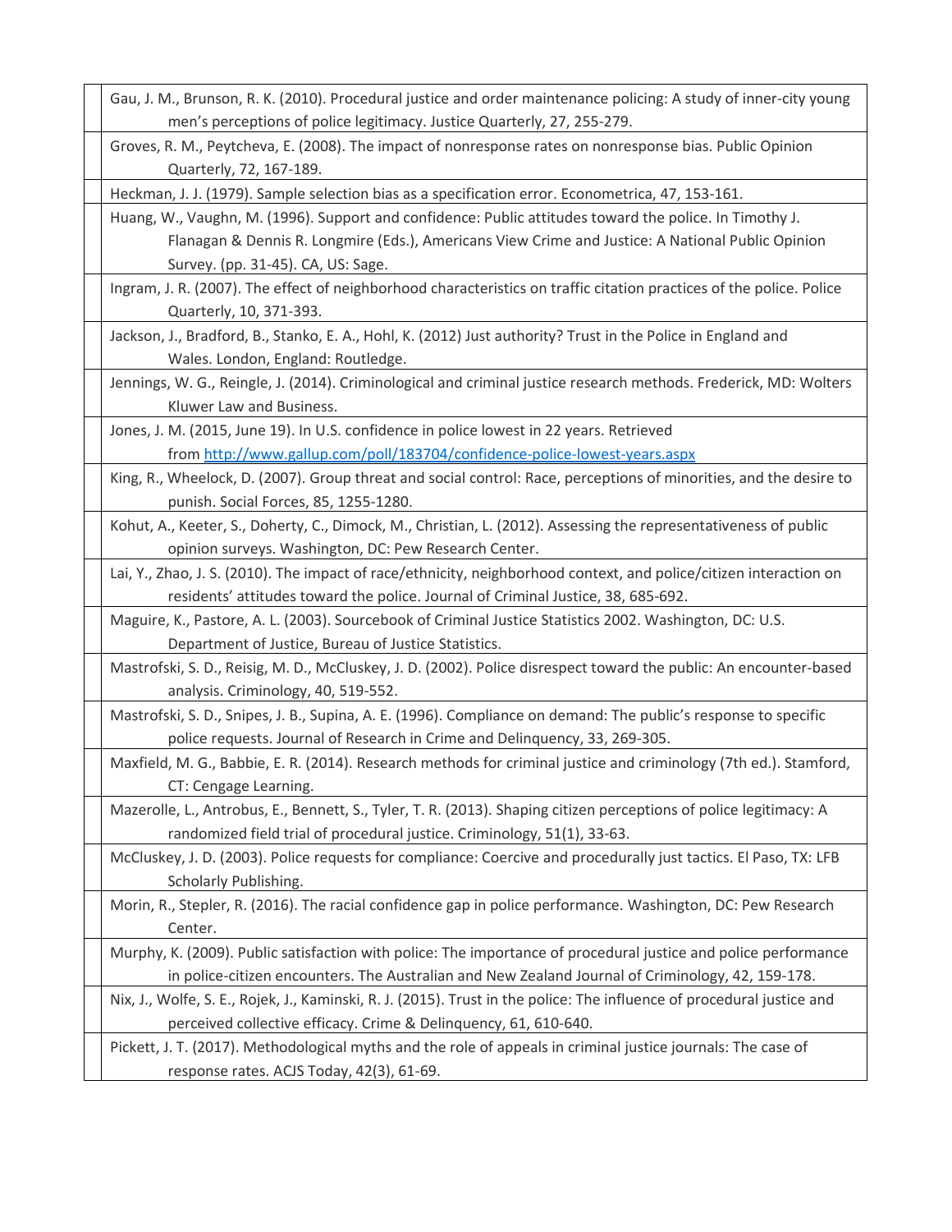Gau, J. M., Brunson, R. K. (2010). Procedural justice and order maintenance policing: A study of inner-city young men's perceptions of police legitimacy. Justice Quarterly, 27, 255-279.

Groves, R. M., Peytcheva, E. (2008). The impact of nonresponse rates on nonresponse bias. Public Opinion Quarterly, 72, 167-189.

Heckman, J. J. (1979). Sample selection bias as a specification error. Econometrica, 47, 153-161.

Huang, W., Vaughn, M. (1996). Support and confidence: Public attitudes toward the police. In Timothy J. Flanagan & Dennis R. Longmire (Eds.), Americans View Crime and Justice: A National Public Opinion Survey. (pp. 31-45). CA, US: Sage.

Ingram, J. R. (2007). The effect of neighborhood characteristics on traffic citation practices of the police. Police Quarterly, 10, 371-393.

Jackson, J., Bradford, B., Stanko, E. A., Hohl, K. (2012) Just authority? Trust in the Police in England and Wales. London, England: Routledge.

Jennings, W. G., Reingle, J. (2014). Criminological and criminal justice research methods. Frederick, MD: Wolters Kluwer Law and Business.

Jones, J. M. (2015, June 19). In U.S. confidence in police lowest in 22 years. Retrieved from http://www.gallup.com/poll/183704/confidence-police-lowest-years.aspx

King, R., Wheelock, D. (2007). Group threat and social control: Race, perceptions of minorities, and the desire to punish. Social Forces, 85, 1255-1280.

Kohut, A., Keeter, S., Doherty, C., Dimock, M., Christian, L. (2012). Assessing the representativeness of public opinion surveys. Washington, DC: Pew Research Center.

Lai, Y., Zhao, J. S. (2010). The impact of race/ethnicity, neighborhood context, and police/citizen interaction on residents' attitudes toward the police. Journal of Criminal Justice, 38, 685-692.

Maguire, K., Pastore, A. L. (2003). Sourcebook of Criminal Justice Statistics 2002. Washington, DC: U.S. Department of Justice, Bureau of Justice Statistics.

Mastrofski, S. D., Reisig, M. D., McCluskey, J. D. (2002). Police disrespect toward the public: An encounter-based analysis. Criminology, 40, 519-552.

Mastrofski, S. D., Snipes, J. B., Supina, A. E. (1996). Compliance on demand: The public's response to specific police requests. Journal of Research in Crime and Delinquency, 33, 269-305.

Maxfield, M. G., Babbie, E. R. (2014). Research methods for criminal justice and criminology (7th ed.). Stamford, CT: Cengage Learning.

Mazerolle, L., Antrobus, E., Bennett, S., Tyler, T. R. (2013). Shaping citizen perceptions of police legitimacy: A randomized field trial of procedural justice. Criminology, 51(1), 33-63.

McCluskey, J. D. (2003). Police requests for compliance: Coercive and procedurally just tactics. El Paso, TX: LFB Scholarly Publishing.

Morin, R., Stepler, R. (2016). The racial confidence gap in police performance. Washington, DC: Pew Research Center.

Murphy, K. (2009). Public satisfaction with police: The importance of procedural justice and police performance in police-citizen encounters. The Australian and New Zealand Journal of Criminology, 42, 159-178.

Nix, J., Wolfe, S. E., Rojek, J., Kaminski, R. J. (2015). Trust in the police: The influence of procedural justice and perceived collective efficacy. Crime & Delinquency, 61, 610-640.

Pickett, J. T. (2017). Methodological myths and the role of appeals in criminal justice journals: The case of response rates. ACJS Today, 42(3), 61-69.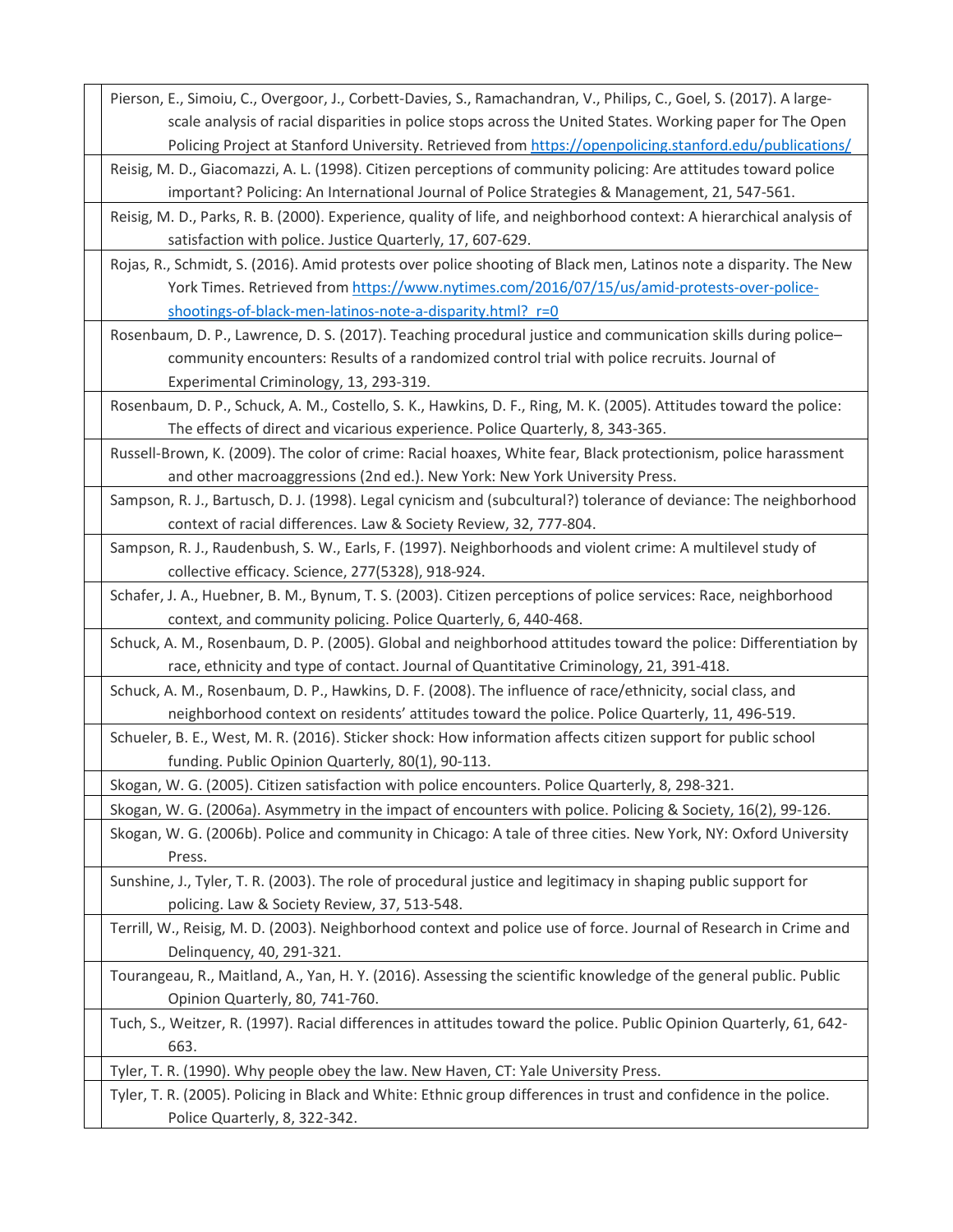Pierson, E., Simoiu, C., Overgoor, J., Corbett-Davies, S., Ramachandran, V., Philips, C., Goel, S. (2017). A large-scale analysis of racial disparities in police stops across the United States. Working paper for The Open Policing Project at Stanford University. Retrieved from https://openpolicing.stanford.edu/publications/

Reisig, M. D., Giacomazzi, A. L. (1998). Citizen perceptions of community policing: Are attitudes toward police important? Policing: An International Journal of Police Strategies & Management, 21, 547-561.

Reisig, M. D., Parks, R. B. (2000). Experience, quality of life, and neighborhood context: A hierarchical analysis of satisfaction with police. Justice Quarterly, 17, 607-629.

Rojas, R., Schmidt, S. (2016). Amid protests over police shooting of Black men, Latinos note a disparity. The New York Times. Retrieved from https://www.nytimes.com/2016/07/15/us/amid-protests-over-police-shootings-of-black-men-latinos-note-a-disparity.html?_r=0

Rosenbaum, D. P., Lawrence, D. S. (2017). Teaching procedural justice and communication skills during police–community encounters: Results of a randomized control trial with police recruits. Journal of Experimental Criminology, 13, 293-319.

Rosenbaum, D. P., Schuck, A. M., Costello, S. K., Hawkins, D. F., Ring, M. K. (2005). Attitudes toward the police: The effects of direct and vicarious experience. Police Quarterly, 8, 343-365.

Russell-Brown, K. (2009). The color of crime: Racial hoaxes, White fear, Black protectionism, police harassment and other macroaggressions (2nd ed.). New York: New York University Press.

Sampson, R. J., Bartusch, D. J. (1998). Legal cynicism and (subcultural?) tolerance of deviance: The neighborhood context of racial differences. Law & Society Review, 32, 777-804.

Sampson, R. J., Raudenbush, S. W., Earls, F. (1997). Neighborhoods and violent crime: A multilevel study of collective efficacy. Science, 277(5328), 918-924.

Schafer, J. A., Huebner, B. M., Bynum, T. S. (2003). Citizen perceptions of police services: Race, neighborhood context, and community policing. Police Quarterly, 6, 440-468.

Schuck, A. M., Rosenbaum, D. P. (2005). Global and neighborhood attitudes toward the police: Differentiation by race, ethnicity and type of contact. Journal of Quantitative Criminology, 21, 391-418.

Schuck, A. M., Rosenbaum, D. P., Hawkins, D. F. (2008). The influence of race/ethnicity, social class, and neighborhood context on residents' attitudes toward the police. Police Quarterly, 11, 496-519.

Schueler, B. E., West, M. R. (2016). Sticker shock: How information affects citizen support for public school funding. Public Opinion Quarterly, 80(1), 90-113.

Skogan, W. G. (2005). Citizen satisfaction with police encounters. Police Quarterly, 8, 298-321.

Skogan, W. G. (2006a). Asymmetry in the impact of encounters with police. Policing & Society, 16(2), 99-126.

Skogan, W. G. (2006b). Police and community in Chicago: A tale of three cities. New York, NY: Oxford University Press.

Sunshine, J., Tyler, T. R. (2003). The role of procedural justice and legitimacy in shaping public support for policing. Law & Society Review, 37, 513-548.

Terrill, W., Reisig, M. D. (2003). Neighborhood context and police use of force. Journal of Research in Crime and Delinquency, 40, 291-321.

Tourangeau, R., Maitland, A., Yan, H. Y. (2016). Assessing the scientific knowledge of the general public. Public Opinion Quarterly, 80, 741-760.

Tuch, S., Weitzer, R. (1997). Racial differences in attitudes toward the police. Public Opinion Quarterly, 61, 642-663.

Tyler, T. R. (1990). Why people obey the law. New Haven, CT: Yale University Press.

Tyler, T. R. (2005). Policing in Black and White: Ethnic group differences in trust and confidence in the police. Police Quarterly, 8, 322-342.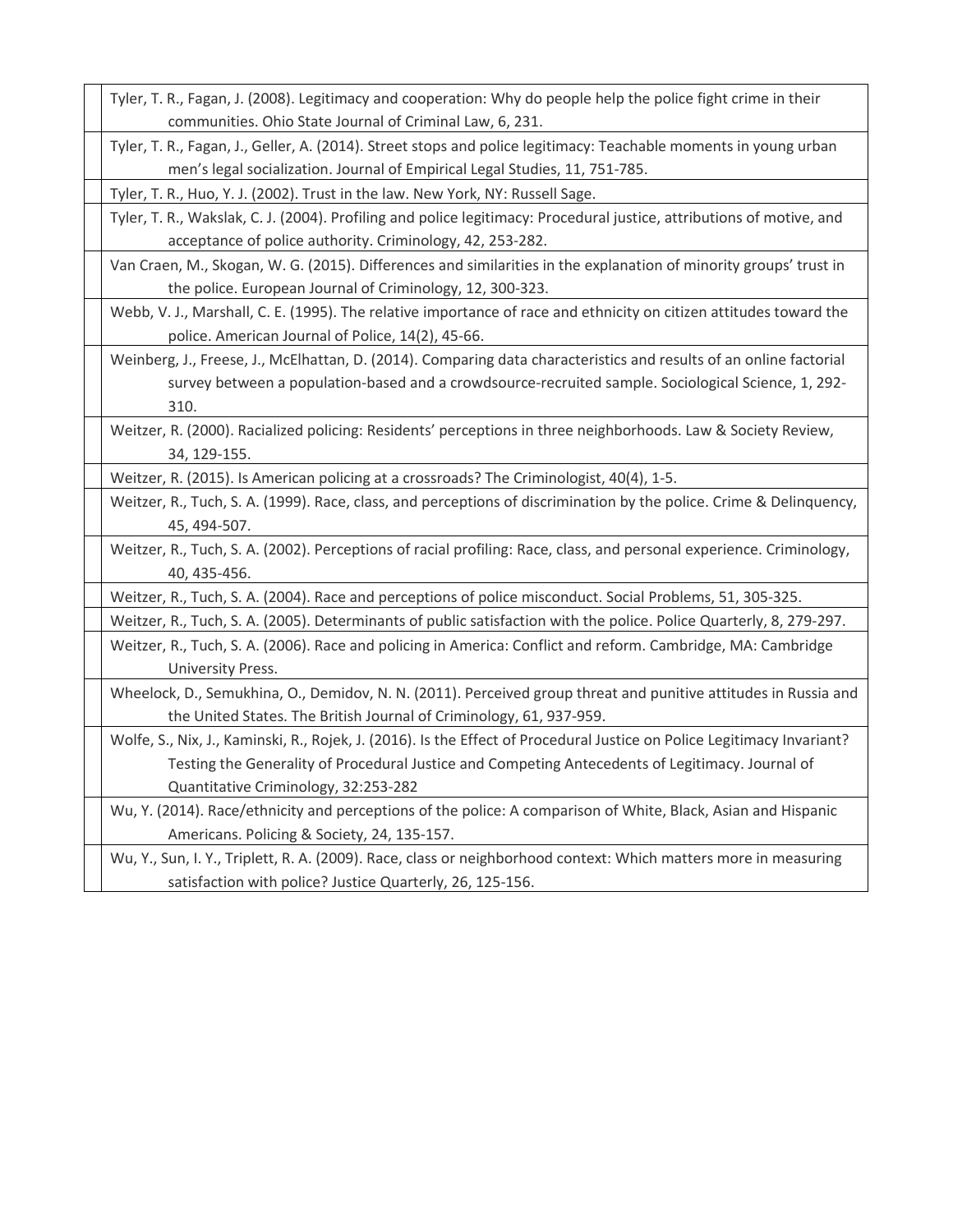Tyler, T. R., Fagan, J. (2008). Legitimacy and cooperation: Why do people help the police fight crime in their communities. Ohio State Journal of Criminal Law, 6, 231.

Tyler, T. R., Fagan, J., Geller, A. (2014). Street stops and police legitimacy: Teachable moments in young urban men's legal socialization. Journal of Empirical Legal Studies, 11, 751-785.

Tyler, T. R., Huo, Y. J. (2002). Trust in the law. New York, NY: Russell Sage.

Tyler, T. R., Wakslak, C. J. (2004). Profiling and police legitimacy: Procedural justice, attributions of motive, and acceptance of police authority. Criminology, 42, 253-282.

Van Craen, M., Skogan, W. G. (2015). Differences and similarities in the explanation of minority groups' trust in the police. European Journal of Criminology, 12, 300-323.

Webb, V. J., Marshall, C. E. (1995). The relative importance of race and ethnicity on citizen attitudes toward the police. American Journal of Police, 14(2), 45-66.

Weinberg, J., Freese, J., McElhattan, D. (2014). Comparing data characteristics and results of an online factorial survey between a population-based and a crowdsource-recruited sample. Sociological Science, 1, 292-310.

Weitzer, R. (2000). Racialized policing: Residents' perceptions in three neighborhoods. Law & Society Review, 34, 129-155.

Weitzer, R. (2015). Is American policing at a crossroads? The Criminologist, 40(4), 1-5.

Weitzer, R., Tuch, S. A. (1999). Race, class, and perceptions of discrimination by the police. Crime & Delinquency, 45, 494-507.

Weitzer, R., Tuch, S. A. (2002). Perceptions of racial profiling: Race, class, and personal experience. Criminology, 40, 435-456.

Weitzer, R., Tuch, S. A. (2004). Race and perceptions of police misconduct. Social Problems, 51, 305-325.

Weitzer, R., Tuch, S. A. (2005). Determinants of public satisfaction with the police. Police Quarterly, 8, 279-297.

Weitzer, R., Tuch, S. A. (2006). Race and policing in America: Conflict and reform. Cambridge, MA: Cambridge University Press.

Wheelock, D., Semukhina, O., Demidov, N. N. (2011). Perceived group threat and punitive attitudes in Russia and the United States. The British Journal of Criminology, 61, 937-959.

Wolfe, S., Nix, J., Kaminski, R., Rojek, J. (2016). Is the Effect of Procedural Justice on Police Legitimacy Invariant? Testing the Generality of Procedural Justice and Competing Antecedents of Legitimacy. Journal of Quantitative Criminology, 32:253-282

Wu, Y. (2014). Race/ethnicity and perceptions of the police: A comparison of White, Black, Asian and Hispanic Americans. Policing & Society, 24, 135-157.

Wu, Y., Sun, I. Y., Triplett, R. A. (2009). Race, class or neighborhood context: Which matters more in measuring satisfaction with police? Justice Quarterly, 26, 125-156.